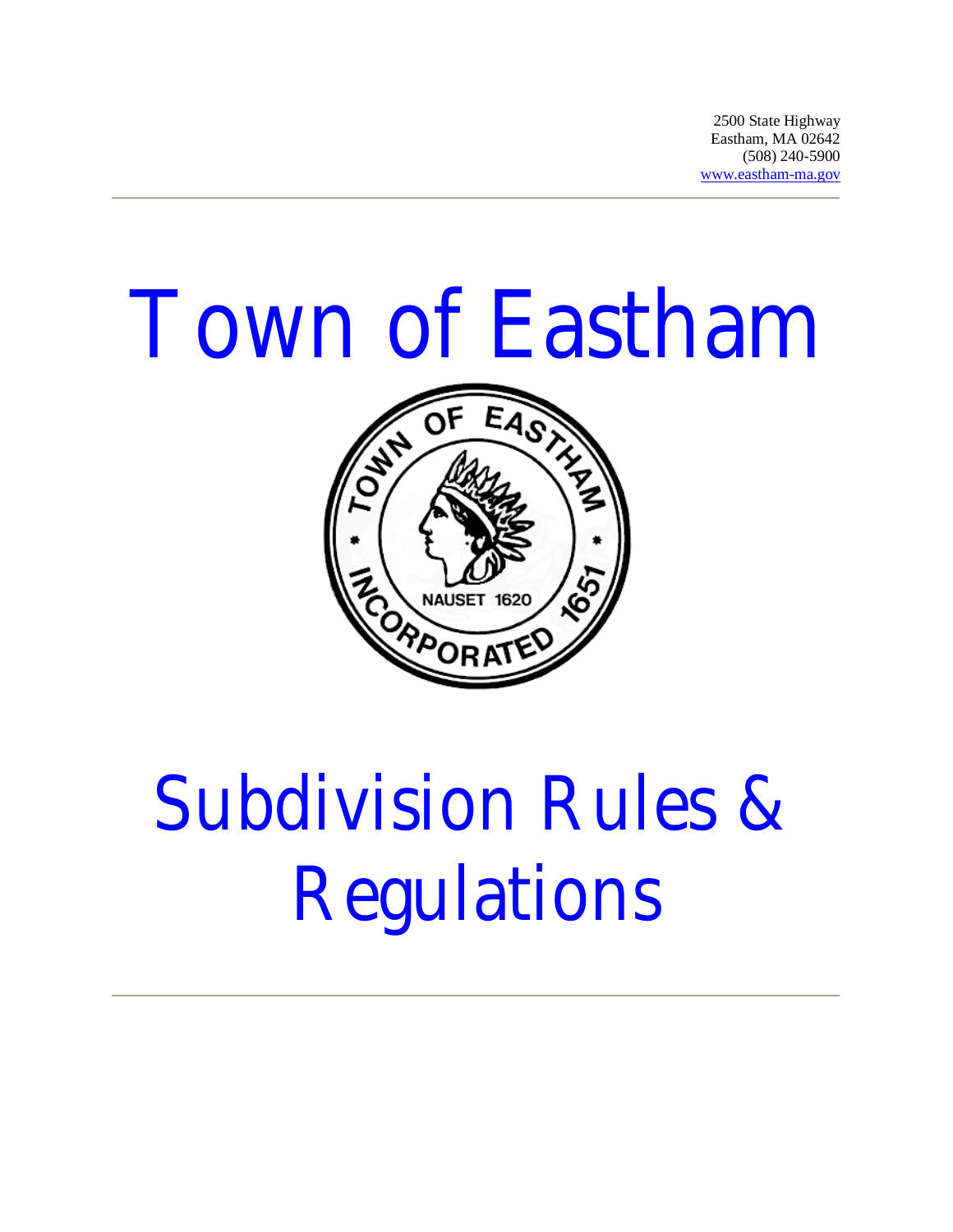2500 State Highway
Eastham, MA 02642
(508) 240-5900
www.eastham-ma.gov

# Town of Eastham

# Subdivision Rules & Regulations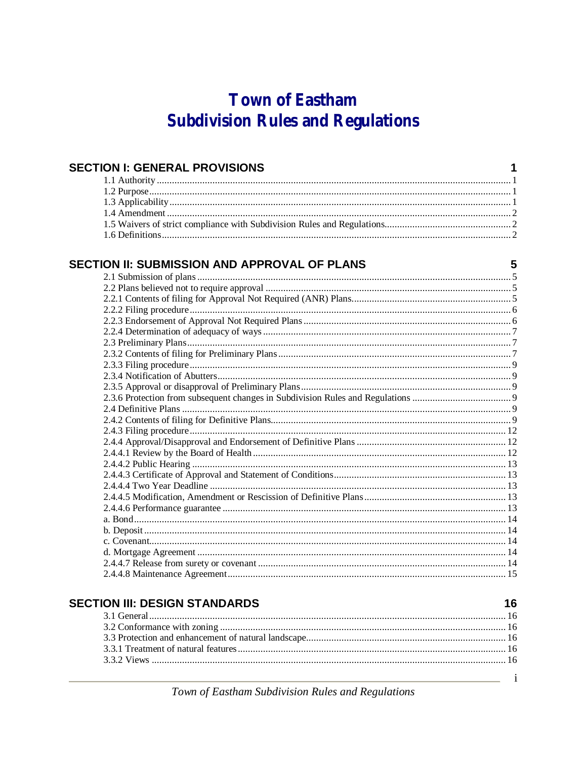# Town of Eastham
# Subdivision Rules and Regulations

## SECTION I: GENERAL PROVISIONS — 1

- 1.1 Authority — 1
- 1.2 Purpose — 1
- 1.3 Applicability — 1
- 1.4 Amendment — 2
- 1.5 Waivers of strict compliance with Subdivision Rules and Regulations — 2
- 1.6 Definitions — 2

## SECTION II: SUBMISSION AND APPROVAL OF PLANS — 5

- 2.1 Submission of plans — 5
- 2.2 Plans believed not to require approval — 5
- 2.2.1 Contents of filing for Approval Not Required (ANR) Plans — 5
- 2.2.2 Filing procedure — 6
- 2.2.3 Endorsement of Approval Not Required Plans — 6
- 2.2.4 Determination of adequacy of ways — 7
- 2.3 Preliminary Plans — 7
- 2.3.2 Contents of filing for Preliminary Plans — 7
- 2.3.3 Filing procedure — 9
- 2.3.4 Notification of Abutters — 9
- 2.3.5 Approval or disapproval of Preliminary Plans — 9
- 2.3.6 Protection from subsequent changes in Subdivision Rules and Regulations — 9
- 2.4 Definitive Plans — 9
- 2.4.2 Contents of filing for Definitive Plans — 9
- 2.4.3 Filing procedure — 12
- 2.4.4 Approval/Disapproval and Endorsement of Definitive Plans — 12
- 2.4.4.1 Review by the Board of Health — 12
- 2.4.4.2 Public Hearing — 13
- 2.4.4.3 Certificate of Approval and Statement of Conditions — 13
- 2.4.4.4 Two Year Deadline — 13
- 2.4.4.5 Modification, Amendment or Rescission of Definitive Plans — 13
- 2.4.4.6 Performance guarantee — 13
- a. Bond — 14
- b. Deposit — 14
- c. Covenant — 14
- d. Mortgage Agreement — 14
- 2.4.4.7 Release from surety or covenant — 14
- 2.4.4.8 Maintenance Agreement — 15

## SECTION III: DESIGN STANDARDS — 16

- 3.1 General — 16
- 3.2 Conformance with zoning — 16
- 3.3 Protection and enhancement of natural landscape — 16
- 3.3.1 Treatment of natural features — 16
- 3.3.2 Views — 16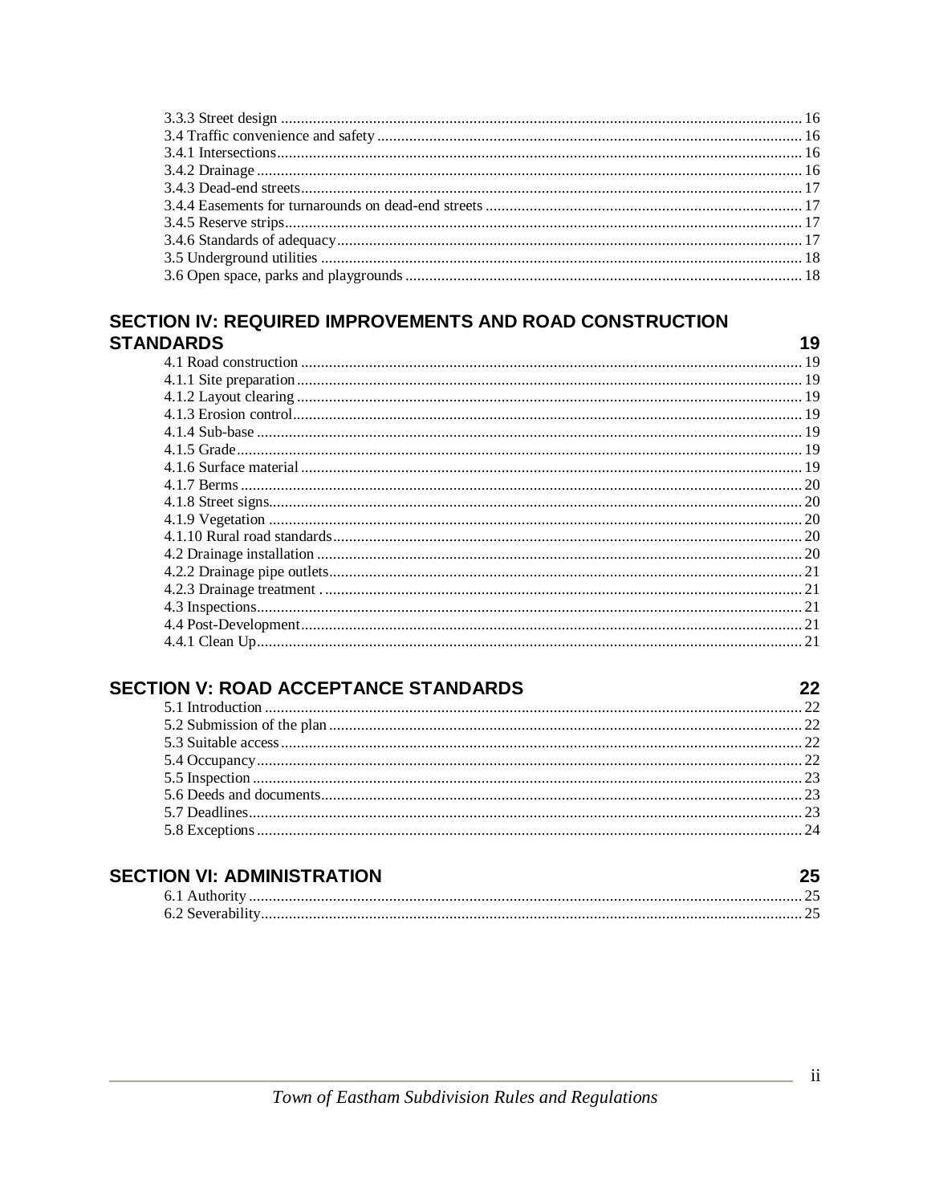3.3.3 Street design ..... 16
3.4 Traffic convenience and safety ..... 16
3.4.1 Intersections ..... 16
3.4.2 Drainage ..... 16
3.4.3 Dead-end streets ..... 17
3.4.4 Easements for turnarounds on dead-end streets ..... 17
3.4.5 Reserve strips ..... 17
3.4.6 Standards of adequacy ..... 17
3.5 Underground utilities ..... 18
3.6 Open space, parks and playgrounds ..... 18

## SECTION IV: REQUIRED IMPROVEMENTS AND ROAD CONSTRUCTION STANDARDS 19

4.1 Road construction ..... 19
4.1.1 Site preparation ..... 19
4.1.2 Layout clearing ..... 19
4.1.3 Erosion control ..... 19
4.1.4 Sub-base ..... 19
4.1.5 Grade ..... 19
4.1.6 Surface material ..... 19
4.1.7 Berms ..... 20
4.1.8 Street signs ..... 20
4.1.9 Vegetation ..... 20
4.1.10 Rural road standards ..... 20
4.2 Drainage installation ..... 20
4.2.2 Drainage pipe outlets ..... 21
4.2.3 Drainage treatment . ..... 21
4.3 Inspections ..... 21
4.4 Post-Development ..... 21
4.4.1 Clean Up ..... 21

## SECTION V: ROAD ACCEPTANCE STANDARDS 22

5.1 Introduction ..... 22
5.2 Submission of the plan ..... 22
5.3 Suitable access ..... 22
5.4 Occupancy ..... 22
5.5 Inspection ..... 23
5.6 Deeds and documents ..... 23
5.7 Deadlines ..... 23
5.8 Exceptions ..... 24

## SECTION VI: ADMINISTRATION 25

6.1 Authority ..... 25
6.2 Severability ..... 25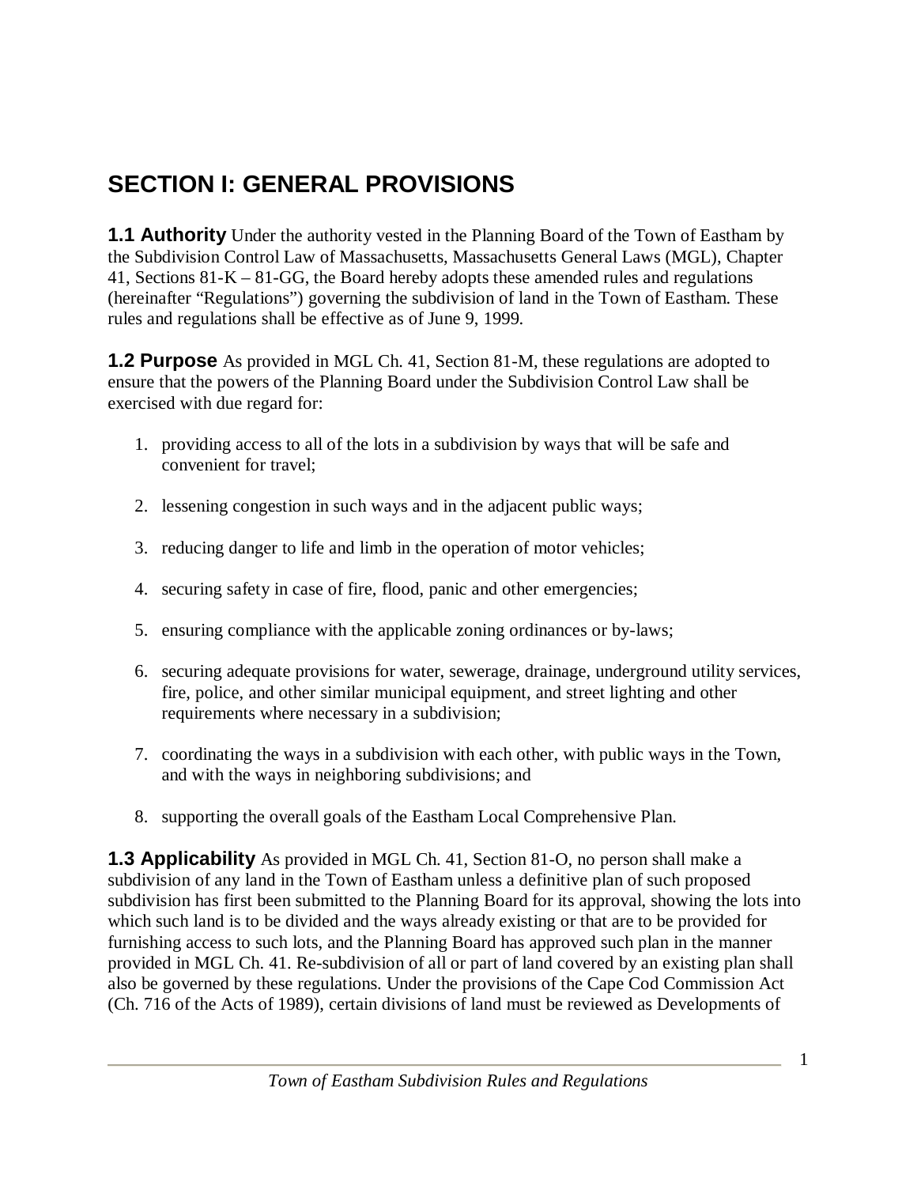# SECTION I: GENERAL PROVISIONS

**1.1 Authority** Under the authority vested in the Planning Board of the Town of Eastham by the Subdivision Control Law of Massachusetts, Massachusetts General Laws (MGL), Chapter 41, Sections 81-K – 81-GG, the Board hereby adopts these amended rules and regulations (hereinafter "Regulations") governing the subdivision of land in the Town of Eastham. These rules and regulations shall be effective as of June 9, 1999.

**1.2 Purpose** As provided in MGL Ch. 41, Section 81-M, these regulations are adopted to ensure that the powers of the Planning Board under the Subdivision Control Law shall be exercised with due regard for:

1. providing access to all of the lots in a subdivision by ways that will be safe and convenient for travel;
2. lessening congestion in such ways and in the adjacent public ways;
3. reducing danger to life and limb in the operation of motor vehicles;
4. securing safety in case of fire, flood, panic and other emergencies;
5. ensuring compliance with the applicable zoning ordinances or by-laws;
6. securing adequate provisions for water, sewerage, drainage, underground utility services, fire, police, and other similar municipal equipment, and street lighting and other requirements where necessary in a subdivision;
7. coordinating the ways in a subdivision with each other, with public ways in the Town, and with the ways in neighboring subdivisions; and
8. supporting the overall goals of the Eastham Local Comprehensive Plan.

**1.3 Applicability** As provided in MGL Ch. 41, Section 81-O, no person shall make a subdivision of any land in the Town of Eastham unless a definitive plan of such proposed subdivision has first been submitted to the Planning Board for its approval, showing the lots into which such land is to be divided and the ways already existing or that are to be provided for furnishing access to such lots, and the Planning Board has approved such plan in the manner provided in MGL Ch. 41. Re-subdivision of all or part of land covered by an existing plan shall also be governed by these regulations. Under the provisions of the Cape Cod Commission Act (Ch. 716 of the Acts of 1989), certain divisions of land must be reviewed as Developments of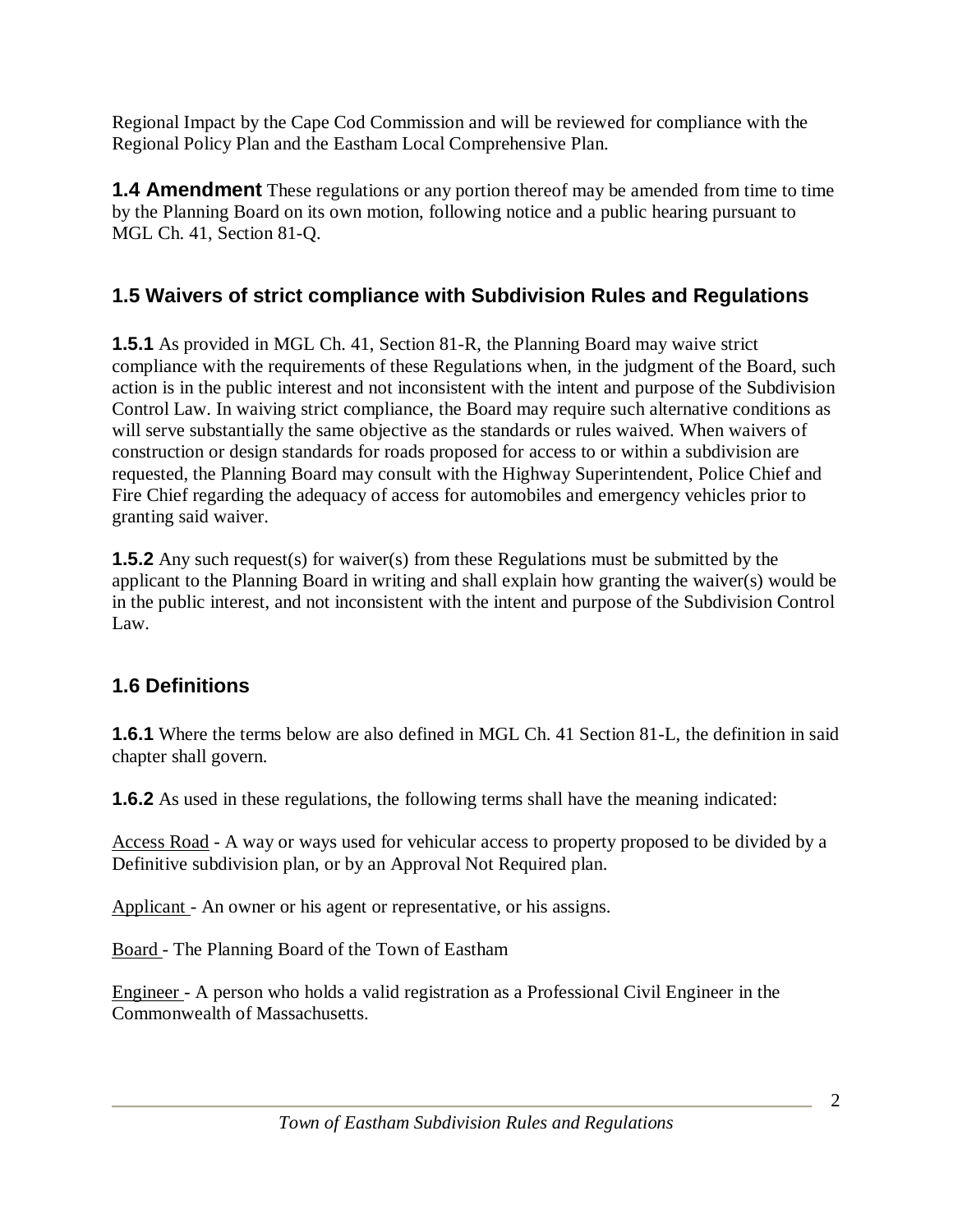Regional Impact by the Cape Cod Commission and will be reviewed for compliance with the Regional Policy Plan and the Eastham Local Comprehensive Plan.

**1.4 Amendment** These regulations or any portion thereof may be amended from time to time by the Planning Board on its own motion, following notice and a public hearing pursuant to MGL Ch. 41, Section 81-Q.

## 1.5 Waivers of strict compliance with Subdivision Rules and Regulations

**1.5.1** As provided in MGL Ch. 41, Section 81-R, the Planning Board may waive strict compliance with the requirements of these Regulations when, in the judgment of the Board, such action is in the public interest and not inconsistent with the intent and purpose of the Subdivision Control Law. In waiving strict compliance, the Board may require such alternative conditions as will serve substantially the same objective as the standards or rules waived. When waivers of construction or design standards for roads proposed for access to or within a subdivision are requested, the Planning Board may consult with the Highway Superintendent, Police Chief and Fire Chief regarding the adequacy of access for automobiles and emergency vehicles prior to granting said waiver.

**1.5.2** Any such request(s) for waiver(s) from these Regulations must be submitted by the applicant to the Planning Board in writing and shall explain how granting the waiver(s) would be in the public interest, and not inconsistent with the intent and purpose of the Subdivision Control Law.

## 1.6 Definitions

**1.6.1** Where the terms below are also defined in MGL Ch. 41 Section 81-L, the definition in said chapter shall govern.

**1.6.2** As used in these regulations, the following terms shall have the meaning indicated:

Access Road - A way or ways used for vehicular access to property proposed to be divided by a Definitive subdivision plan, or by an Approval Not Required plan.

Applicant - An owner or his agent or representative, or his assigns.

Board - The Planning Board of the Town of Eastham

Engineer - A person who holds a valid registration as a Professional Civil Engineer in the Commonwealth of Massachusetts.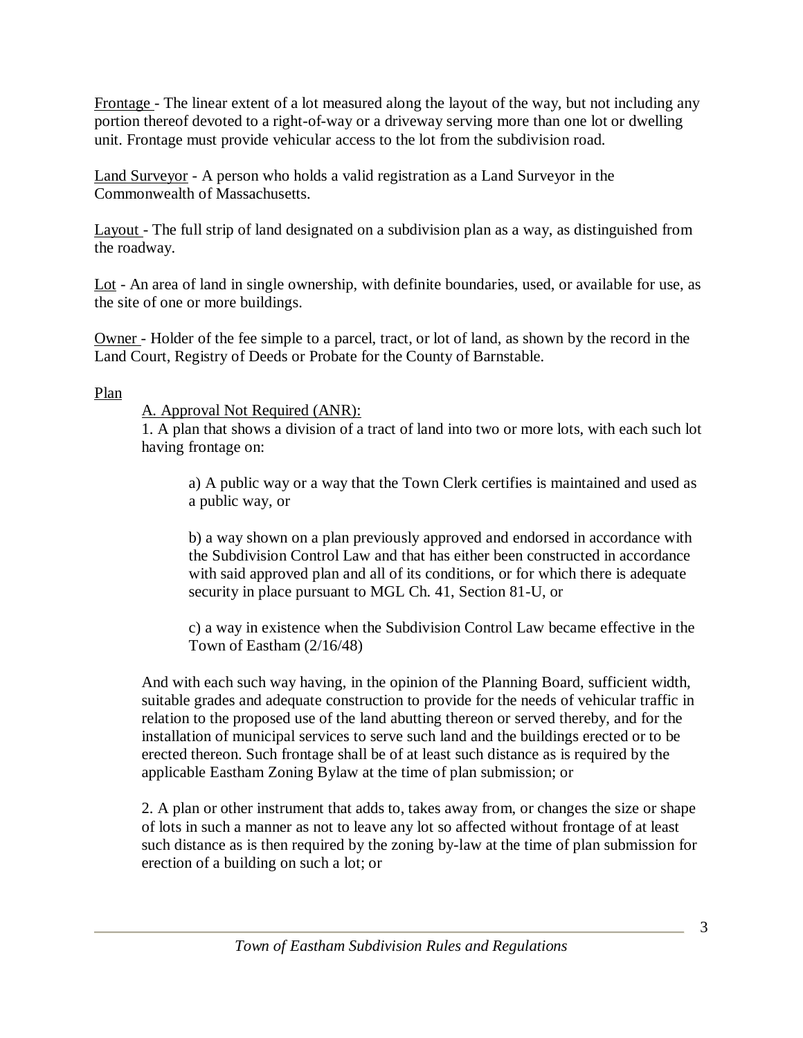Frontage - The linear extent of a lot measured along the layout of the way, but not including any portion thereof devoted to a right-of-way or a driveway serving more than one lot or dwelling unit. Frontage must provide vehicular access to the lot from the subdivision road.

Land Surveyor - A person who holds a valid registration as a Land Surveyor in the Commonwealth of Massachusetts.

Layout - The full strip of land designated on a subdivision plan as a way, as distinguished from the roadway.

Lot - An area of land in single ownership, with definite boundaries, used, or available for use, as the site of one or more buildings.

Owner - Holder of the fee simple to a parcel, tract, or lot of land, as shown by the record in the Land Court, Registry of Deeds or Probate for the County of Barnstable.

Plan

A. Approval Not Required (ANR):

1. A plan that shows a division of a tract of land into two or more lots, with each such lot having frontage on:

a) A public way or a way that the Town Clerk certifies is maintained and used as a public way, or

b) a way shown on a plan previously approved and endorsed in accordance with the Subdivision Control Law and that has either been constructed in accordance with said approved plan and all of its conditions, or for which there is adequate security in place pursuant to MGL Ch. 41, Section 81-U, or

c) a way in existence when the Subdivision Control Law became effective in the Town of Eastham (2/16/48)

And with each such way having, in the opinion of the Planning Board, sufficient width, suitable grades and adequate construction to provide for the needs of vehicular traffic in relation to the proposed use of the land abutting thereon or served thereby, and for the installation of municipal services to serve such land and the buildings erected or to be erected thereon. Such frontage shall be of at least such distance as is required by the applicable Eastham Zoning Bylaw at the time of plan submission; or

2. A plan or other instrument that adds to, takes away from, or changes the size or shape of lots in such a manner as not to leave any lot so affected without frontage of at least such distance as is then required by the zoning by-law at the time of plan submission for erection of a building on such a lot; or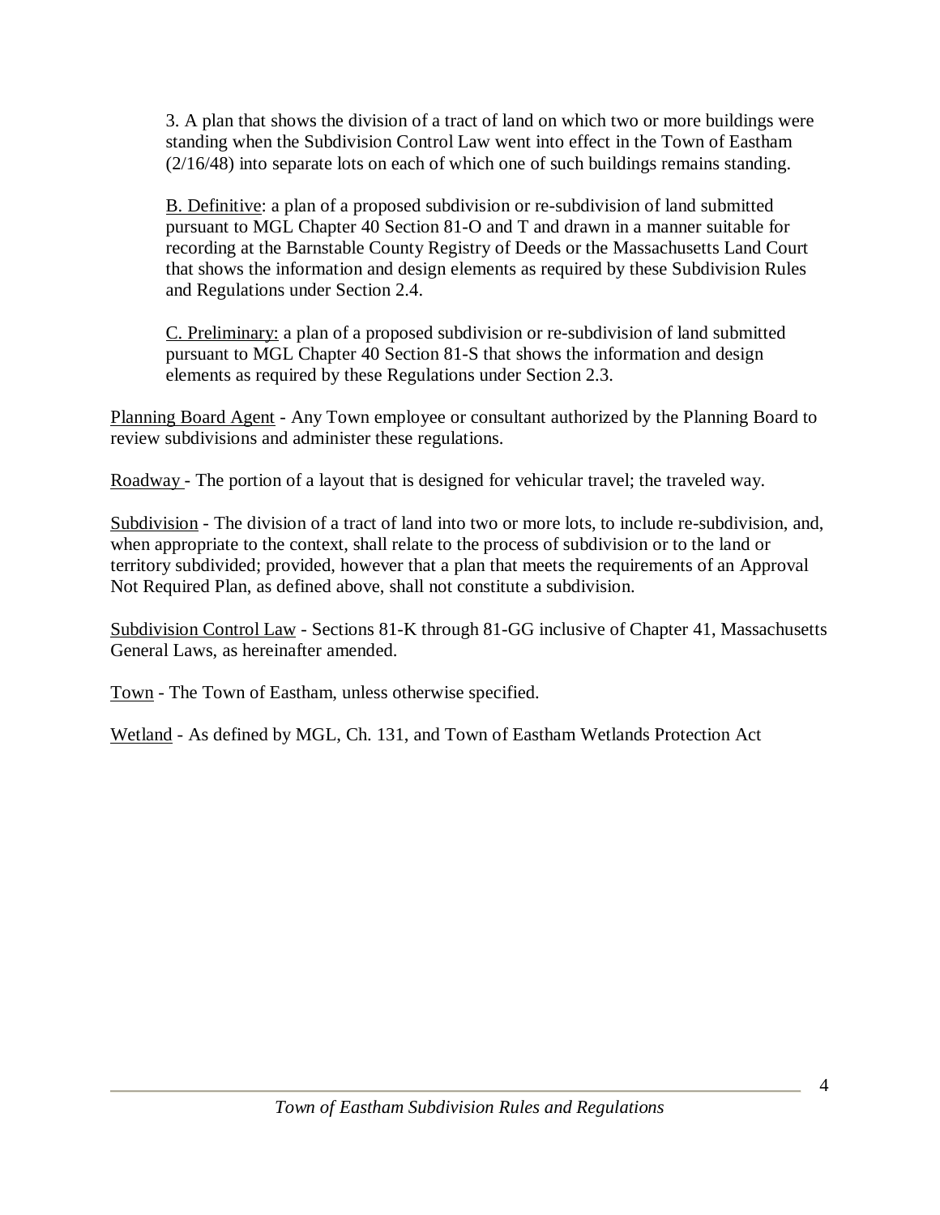3. A plan that shows the division of a tract of land on which two or more buildings were standing when the Subdivision Control Law went into effect in the Town of Eastham (2/16/48) into separate lots on each of which one of such buildings remains standing.

B. Definitive: a plan of a proposed subdivision or re-subdivision of land submitted pursuant to MGL Chapter 40 Section 81-O and T and drawn in a manner suitable for recording at the Barnstable County Registry of Deeds or the Massachusetts Land Court that shows the information and design elements as required by these Subdivision Rules and Regulations under Section 2.4.

C. Preliminary: a plan of a proposed subdivision or re-subdivision of land submitted pursuant to MGL Chapter 40 Section 81-S that shows the information and design elements as required by these Regulations under Section 2.3.

Planning Board Agent - Any Town employee or consultant authorized by the Planning Board to review subdivisions and administer these regulations.

Roadway - The portion of a layout that is designed for vehicular travel; the traveled way.

Subdivision - The division of a tract of land into two or more lots, to include re-subdivision, and, when appropriate to the context, shall relate to the process of subdivision or to the land or territory subdivided; provided, however that a plan that meets the requirements of an Approval Not Required Plan, as defined above, shall not constitute a subdivision.

Subdivision Control Law - Sections 81-K through 81-GG inclusive of Chapter 41, Massachusetts General Laws, as hereinafter amended.

Town - The Town of Eastham, unless otherwise specified.

Wetland - As defined by MGL, Ch. 131, and Town of Eastham Wetlands Protection Act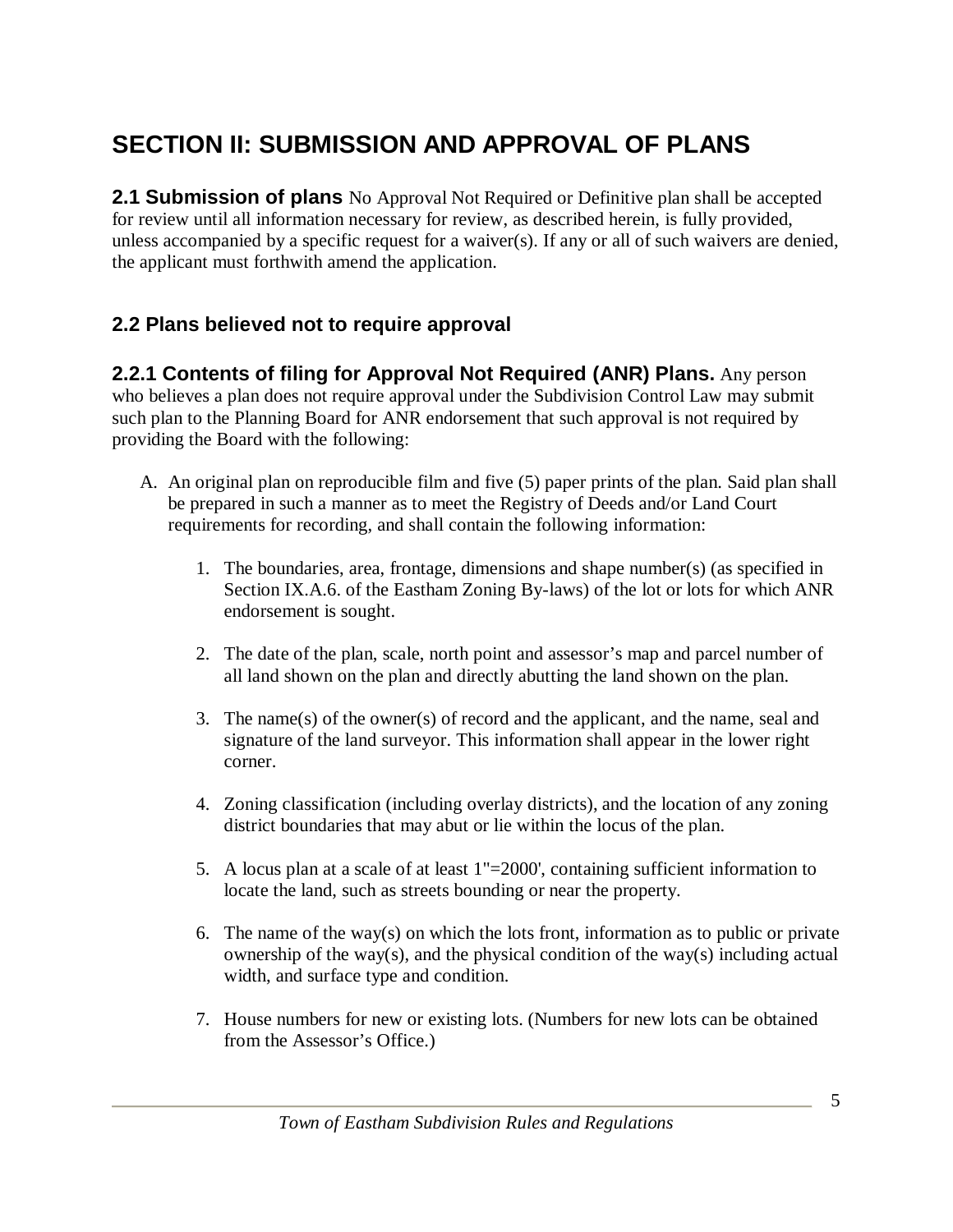# SECTION II: SUBMISSION AND APPROVAL OF PLANS

**2.1 Submission of plans** No Approval Not Required or Definitive plan shall be accepted for review until all information necessary for review, as described herein, is fully provided, unless accompanied by a specific request for a waiver(s). If any or all of such waivers are denied, the applicant must forthwith amend the application.

## 2.2 Plans believed not to require approval

**2.2.1 Contents of filing for Approval Not Required (ANR) Plans.** Any person who believes a plan does not require approval under the Subdivision Control Law may submit such plan to the Planning Board for ANR endorsement that such approval is not required by providing the Board with the following:

A. An original plan on reproducible film and five (5) paper prints of the plan. Said plan shall be prepared in such a manner as to meet the Registry of Deeds and/or Land Court requirements for recording, and shall contain the following information:

   1. The boundaries, area, frontage, dimensions and shape number(s) (as specified in Section IX.A.6. of the Eastham Zoning By-laws) of the lot or lots for which ANR endorsement is sought.

   2. The date of the plan, scale, north point and assessor's map and parcel number of all land shown on the plan and directly abutting the land shown on the plan.

   3. The name(s) of the owner(s) of record and the applicant, and the name, seal and signature of the land surveyor. This information shall appear in the lower right corner.

   4. Zoning classification (including overlay districts), and the location of any zoning district boundaries that may abut or lie within the locus of the plan.

   5. A locus plan at a scale of at least 1"=2000', containing sufficient information to locate the land, such as streets bounding or near the property.

   6. The name of the way(s) on which the lots front, information as to public or private ownership of the way(s), and the physical condition of the way(s) including actual width, and surface type and condition.

   7. House numbers for new or existing lots. (Numbers for new lots can be obtained from the Assessor's Office.)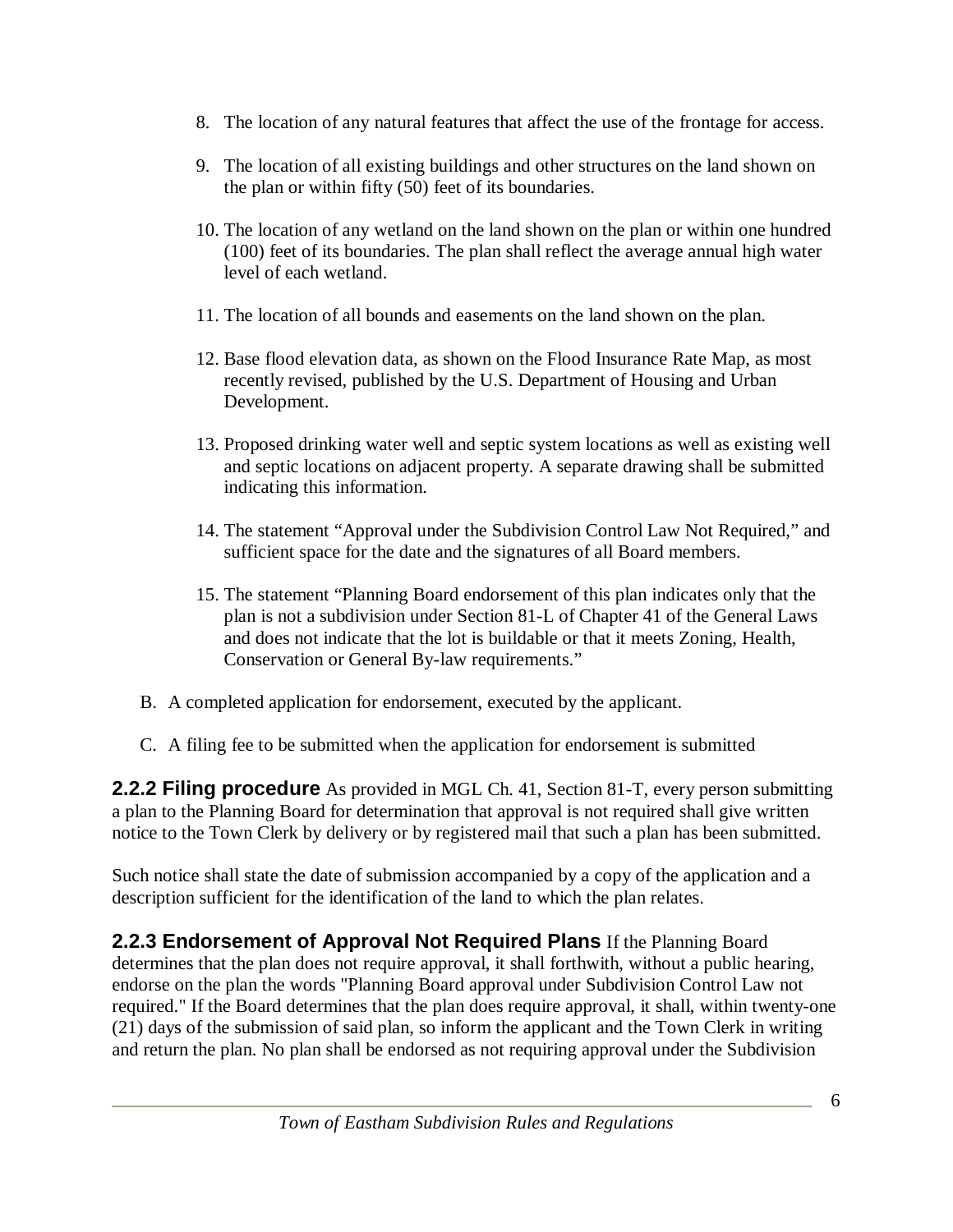8. The location of any natural features that affect the use of the frontage for access.

9. The location of all existing buildings and other structures on the land shown on the plan or within fifty (50) feet of its boundaries.

10. The location of any wetland on the land shown on the plan or within one hundred (100) feet of its boundaries. The plan shall reflect the average annual high water level of each wetland.

11. The location of all bounds and easements on the land shown on the plan.

12. Base flood elevation data, as shown on the Flood Insurance Rate Map, as most recently revised, published by the U.S. Department of Housing and Urban Development.

13. Proposed drinking water well and septic system locations as well as existing well and septic locations on adjacent property. A separate drawing shall be submitted indicating this information.

14. The statement "Approval under the Subdivision Control Law Not Required," and sufficient space for the date and the signatures of all Board members.

15. The statement "Planning Board endorsement of this plan indicates only that the plan is not a subdivision under Section 81-L of Chapter 41 of the General Laws and does not indicate that the lot is buildable or that it meets Zoning, Health, Conservation or General By-law requirements."

B. A completed application for endorsement, executed by the applicant.

C. A filing fee to be submitted when the application for endorsement is submitted

**2.2.2 Filing procedure** As provided in MGL Ch. 41, Section 81-T, every person submitting a plan to the Planning Board for determination that approval is not required shall give written notice to the Town Clerk by delivery or by registered mail that such a plan has been submitted.

Such notice shall state the date of submission accompanied by a copy of the application and a description sufficient for the identification of the land to which the plan relates.

**2.2.3 Endorsement of Approval Not Required Plans** If the Planning Board determines that the plan does not require approval, it shall forthwith, without a public hearing, endorse on the plan the words "Planning Board approval under Subdivision Control Law not required." If the Board determines that the plan does require approval, it shall, within twenty-one (21) days of the submission of said plan, so inform the applicant and the Town Clerk in writing and return the plan. No plan shall be endorsed as not requiring approval under the Subdivision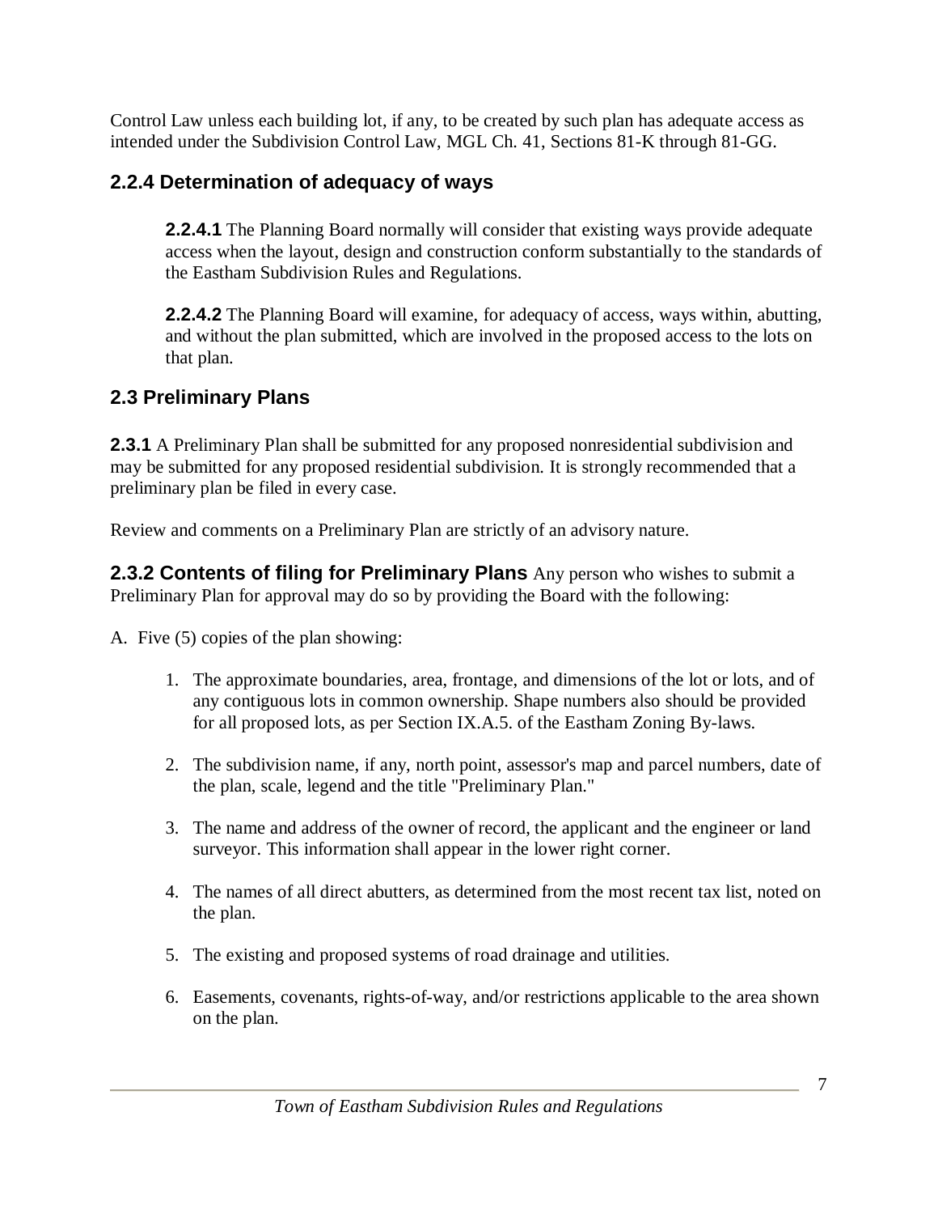Control Law unless each building lot, if any, to be created by such plan has adequate access as intended under the Subdivision Control Law, MGL Ch. 41, Sections 81-K through 81-GG.

### 2.2.4 Determination of adequacy of ways

**2.2.4.1** The Planning Board normally will consider that existing ways provide adequate access when the layout, design and construction conform substantially to the standards of the Eastham Subdivision Rules and Regulations.

**2.2.4.2** The Planning Board will examine, for adequacy of access, ways within, abutting, and without the plan submitted, which are involved in the proposed access to the lots on that plan.

## 2.3 Preliminary Plans

**2.3.1** A Preliminary Plan shall be submitted for any proposed nonresidential subdivision and may be submitted for any proposed residential subdivision. It is strongly recommended that a preliminary plan be filed in every case.

Review and comments on a Preliminary Plan are strictly of an advisory nature.

**2.3.2 Contents of filing for Preliminary Plans** Any person who wishes to submit a Preliminary Plan for approval may do so by providing the Board with the following:

A. Five (5) copies of the plan showing:

1. The approximate boundaries, area, frontage, and dimensions of the lot or lots, and of any contiguous lots in common ownership. Shape numbers also should be provided for all proposed lots, as per Section IX.A.5. of the Eastham Zoning By-laws.

2. The subdivision name, if any, north point, assessor's map and parcel numbers, date of the plan, scale, legend and the title "Preliminary Plan."

3. The name and address of the owner of record, the applicant and the engineer or land surveyor. This information shall appear in the lower right corner.

4. The names of all direct abutters, as determined from the most recent tax list, noted on the plan.

5. The existing and proposed systems of road drainage and utilities.

6. Easements, covenants, rights-of-way, and/or restrictions applicable to the area shown on the plan.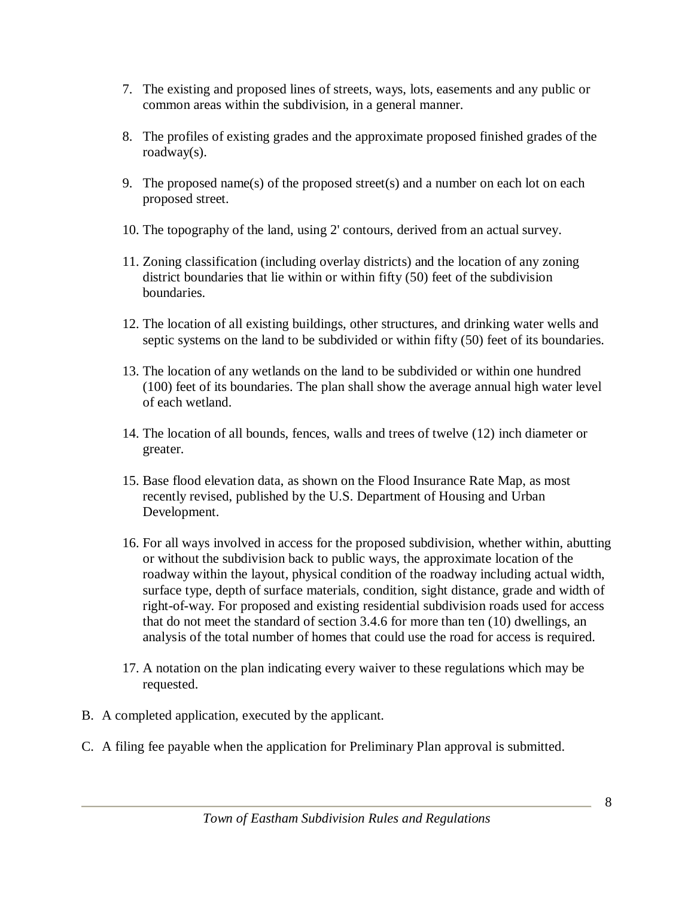7. The existing and proposed lines of streets, ways, lots, easements and any public or common areas within the subdivision, in a general manner.

8. The profiles of existing grades and the approximate proposed finished grades of the roadway(s).

9. The proposed name(s) of the proposed street(s) and a number on each lot on each proposed street.

10. The topography of the land, using 2' contours, derived from an actual survey.

11. Zoning classification (including overlay districts) and the location of any zoning district boundaries that lie within or within fifty (50) feet of the subdivision boundaries.

12. The location of all existing buildings, other structures, and drinking water wells and septic systems on the land to be subdivided or within fifty (50) feet of its boundaries.

13. The location of any wetlands on the land to be subdivided or within one hundred (100) feet of its boundaries. The plan shall show the average annual high water level of each wetland.

14. The location of all bounds, fences, walls and trees of twelve (12) inch diameter or greater.

15. Base flood elevation data, as shown on the Flood Insurance Rate Map, as most recently revised, published by the U.S. Department of Housing and Urban Development.

16. For all ways involved in access for the proposed subdivision, whether within, abutting or without the subdivision back to public ways, the approximate location of the roadway within the layout, physical condition of the roadway including actual width, surface type, depth of surface materials, condition, sight distance, grade and width of right-of-way. For proposed and existing residential subdivision roads used for access that do not meet the standard of section 3.4.6 for more than ten (10) dwellings, an analysis of the total number of homes that could use the road for access is required.

17. A notation on the plan indicating every waiver to these regulations which may be requested.

B. A completed application, executed by the applicant.

C. A filing fee payable when the application for Preliminary Plan approval is submitted.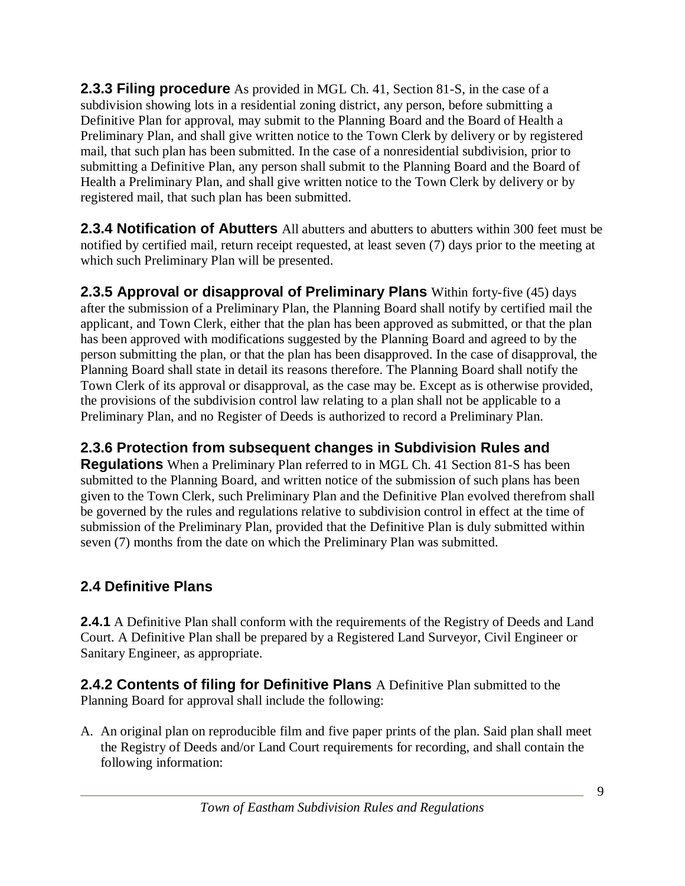**2.3.3 Filing procedure** As provided in MGL Ch. 41, Section 81-S, in the case of a subdivision showing lots in a residential zoning district, any person, before submitting a Definitive Plan for approval, may submit to the Planning Board and the Board of Health a Preliminary Plan, and shall give written notice to the Town Clerk by delivery or by registered mail, that such plan has been submitted. In the case of a nonresidential subdivision, prior to submitting a Definitive Plan, any person shall submit to the Planning Board and the Board of Health a Preliminary Plan, and shall give written notice to the Town Clerk by delivery or by registered mail, that such plan has been submitted.

**2.3.4 Notification of Abutters** All abutters and abutters to abutters within 300 feet must be notified by certified mail, return receipt requested, at least seven (7) days prior to the meeting at which such Preliminary Plan will be presented.

**2.3.5 Approval or disapproval of Preliminary Plans** Within forty-five (45) days after the submission of a Preliminary Plan, the Planning Board shall notify by certified mail the applicant, and Town Clerk, either that the plan has been approved as submitted, or that the plan has been approved with modifications suggested by the Planning Board and agreed to by the person submitting the plan, or that the plan has been disapproved. In the case of disapproval, the Planning Board shall state in detail its reasons therefore. The Planning Board shall notify the Town Clerk of its approval or disapproval, as the case may be. Except as is otherwise provided, the provisions of the subdivision control law relating to a plan shall not be applicable to a Preliminary Plan, and no Register of Deeds is authorized to record a Preliminary Plan.

**2.3.6 Protection from subsequent changes in Subdivision Rules and Regulations** When a Preliminary Plan referred to in MGL Ch. 41 Section 81-S has been submitted to the Planning Board, and written notice of the submission of such plans has been given to the Town Clerk, such Preliminary Plan and the Definitive Plan evolved therefrom shall be governed by the rules and regulations relative to subdivision control in effect at the time of submission of the Preliminary Plan, provided that the Definitive Plan is duly submitted within seven (7) months from the date on which the Preliminary Plan was submitted.

## 2.4 Definitive Plans

**2.4.1** A Definitive Plan shall conform with the requirements of the Registry of Deeds and Land Court. A Definitive Plan shall be prepared by a Registered Land Surveyor, Civil Engineer or Sanitary Engineer, as appropriate.

**2.4.2 Contents of filing for Definitive Plans** A Definitive Plan submitted to the Planning Board for approval shall include the following:

A. An original plan on reproducible film and five paper prints of the plan. Said plan shall meet the Registry of Deeds and/or Land Court requirements for recording, and shall contain the following information: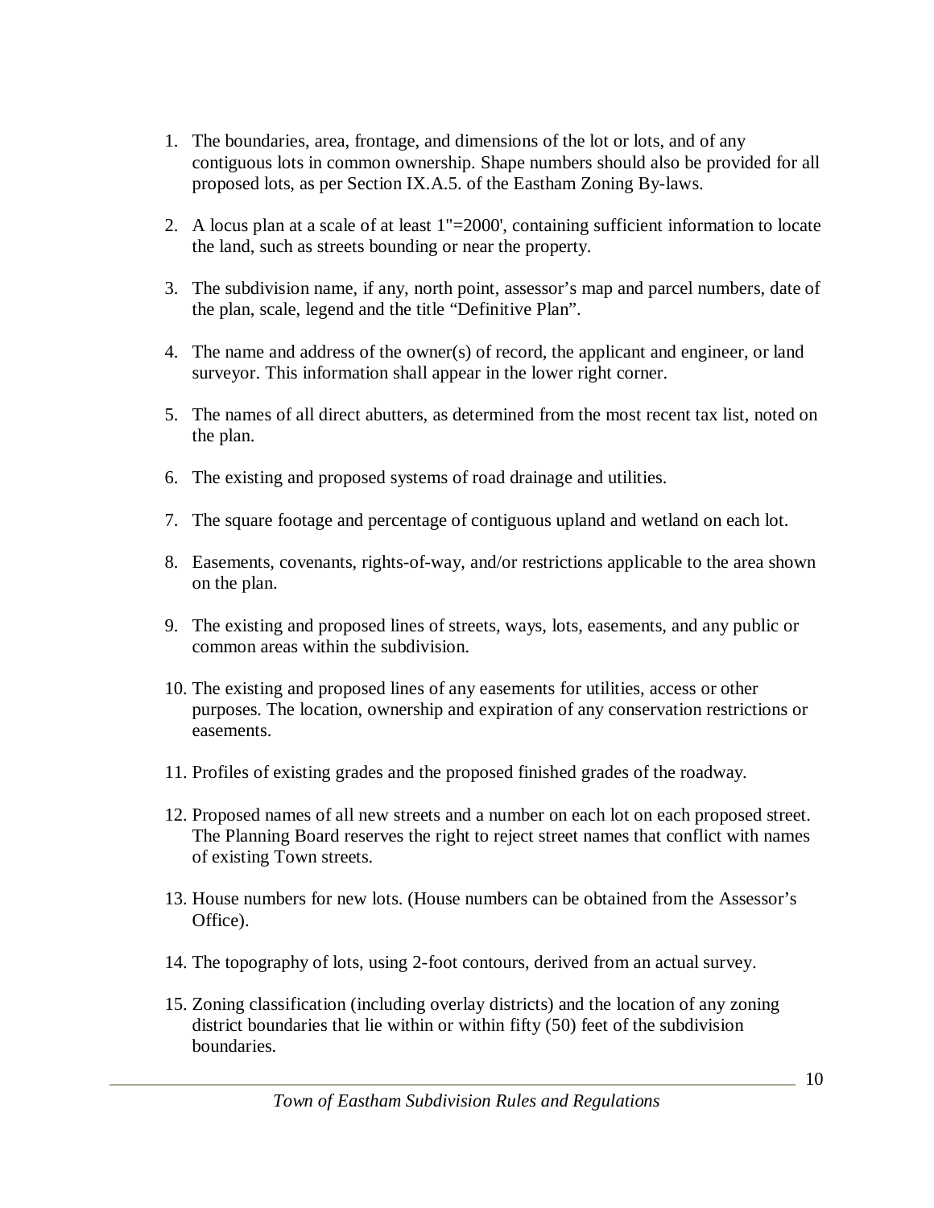1. The boundaries, area, frontage, and dimensions of the lot or lots, and of any contiguous lots in common ownership. Shape numbers should also be provided for all proposed lots, as per Section IX.A.5. of the Eastham Zoning By-laws.

2. A locus plan at a scale of at least 1"=2000', containing sufficient information to locate the land, such as streets bounding or near the property.

3. The subdivision name, if any, north point, assessor's map and parcel numbers, date of the plan, scale, legend and the title "Definitive Plan".

4. The name and address of the owner(s) of record, the applicant and engineer, or land surveyor. This information shall appear in the lower right corner.

5. The names of all direct abutters, as determined from the most recent tax list, noted on the plan.

6. The existing and proposed systems of road drainage and utilities.

7. The square footage and percentage of contiguous upland and wetland on each lot.

8. Easements, covenants, rights-of-way, and/or restrictions applicable to the area shown on the plan.

9. The existing and proposed lines of streets, ways, lots, easements, and any public or common areas within the subdivision.

10. The existing and proposed lines of any easements for utilities, access or other purposes. The location, ownership and expiration of any conservation restrictions or easements.

11. Profiles of existing grades and the proposed finished grades of the roadway.

12. Proposed names of all new streets and a number on each lot on each proposed street. The Planning Board reserves the right to reject street names that conflict with names of existing Town streets.

13. House numbers for new lots. (House numbers can be obtained from the Assessor's Office).

14. The topography of lots, using 2-foot contours, derived from an actual survey.

15. Zoning classification (including overlay districts) and the location of any zoning district boundaries that lie within or within fifty (50) feet of the subdivision boundaries.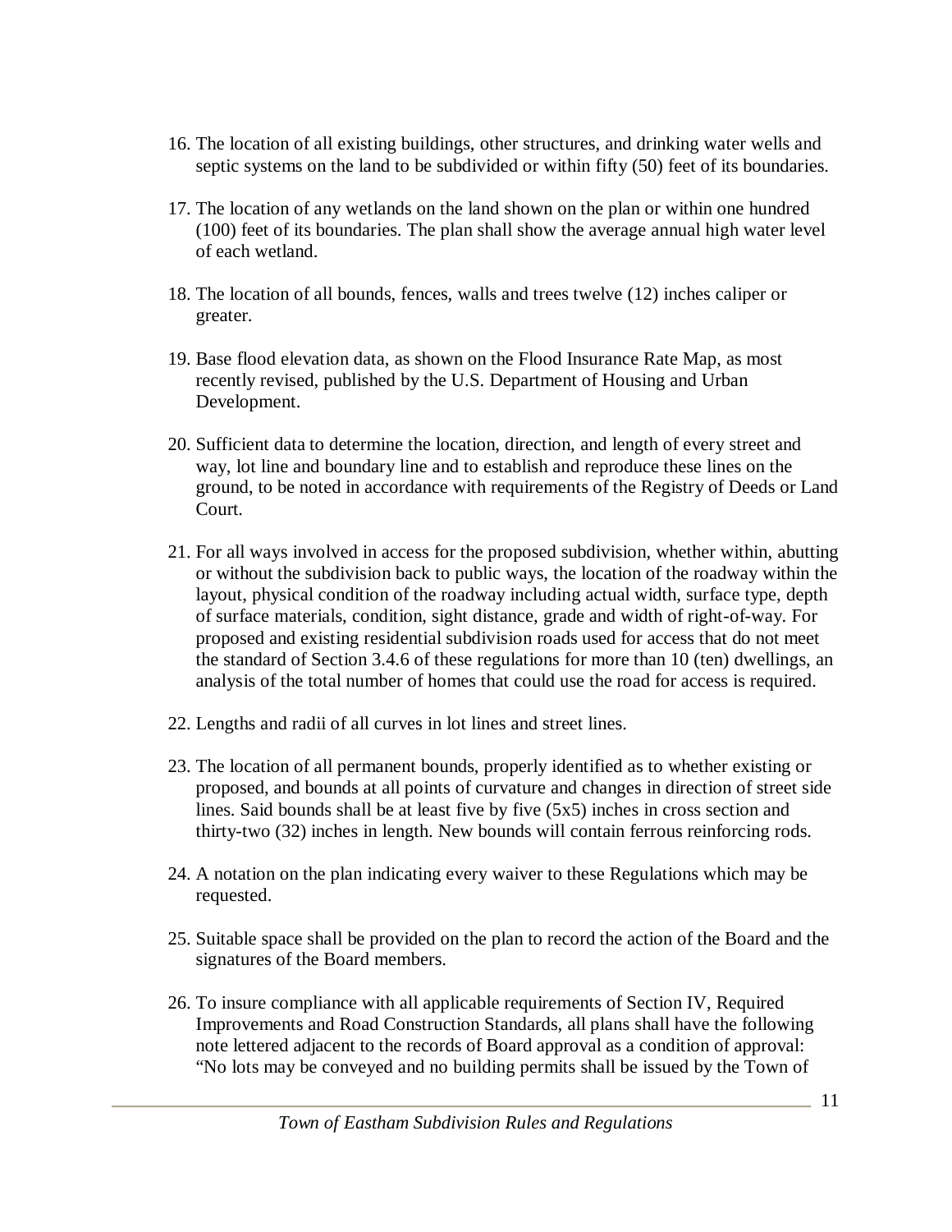16. The location of all existing buildings, other structures, and drinking water wells and septic systems on the land to be subdivided or within fifty (50) feet of its boundaries.

17. The location of any wetlands on the land shown on the plan or within one hundred (100) feet of its boundaries. The plan shall show the average annual high water level of each wetland.

18. The location of all bounds, fences, walls and trees twelve (12) inches caliper or greater.

19. Base flood elevation data, as shown on the Flood Insurance Rate Map, as most recently revised, published by the U.S. Department of Housing and Urban Development.

20. Sufficient data to determine the location, direction, and length of every street and way, lot line and boundary line and to establish and reproduce these lines on the ground, to be noted in accordance with requirements of the Registry of Deeds or Land Court.

21. For all ways involved in access for the proposed subdivision, whether within, abutting or without the subdivision back to public ways, the location of the roadway within the layout, physical condition of the roadway including actual width, surface type, depth of surface materials, condition, sight distance, grade and width of right-of-way. For proposed and existing residential subdivision roads used for access that do not meet the standard of Section 3.4.6 of these regulations for more than 10 (ten) dwellings, an analysis of the total number of homes that could use the road for access is required.

22. Lengths and radii of all curves in lot lines and street lines.

23. The location of all permanent bounds, properly identified as to whether existing or proposed, and bounds at all points of curvature and changes in direction of street side lines. Said bounds shall be at least five by five (5x5) inches in cross section and thirty-two (32) inches in length. New bounds will contain ferrous reinforcing rods.

24. A notation on the plan indicating every waiver to these Regulations which may be requested.

25. Suitable space shall be provided on the plan to record the action of the Board and the signatures of the Board members.

26. To insure compliance with all applicable requirements of Section IV, Required Improvements and Road Construction Standards, all plans shall have the following note lettered adjacent to the records of Board approval as a condition of approval: "No lots may be conveyed and no building permits shall be issued by the Town of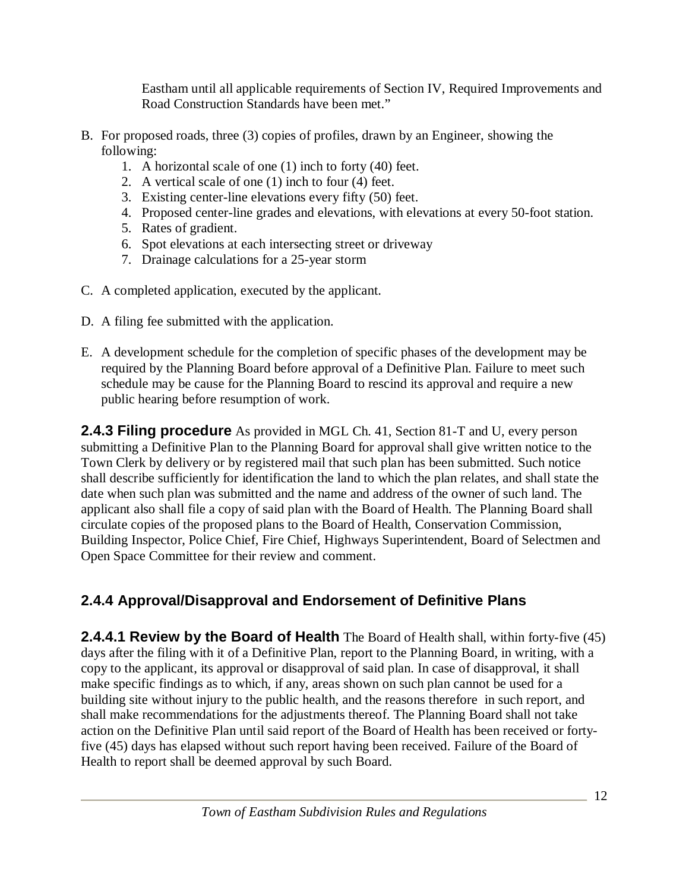Eastham until all applicable requirements of Section IV, Required Improvements and Road Construction Standards have been met."

B. For proposed roads, three (3) copies of profiles, drawn by an Engineer, showing the following:
   1. A horizontal scale of one (1) inch to forty (40) feet.
   2. A vertical scale of one (1) inch to four (4) feet.
   3. Existing center-line elevations every fifty (50) feet.
   4. Proposed center-line grades and elevations, with elevations at every 50-foot station.
   5. Rates of gradient.
   6. Spot elevations at each intersecting street or driveway
   7. Drainage calculations for a 25-year storm

C. A completed application, executed by the applicant.

D. A filing fee submitted with the application.

E. A development schedule for the completion of specific phases of the development may be required by the Planning Board before approval of a Definitive Plan. Failure to meet such schedule may be cause for the Planning Board to rescind its approval and require a new public hearing before resumption of work.

**2.4.3 Filing procedure** As provided in MGL Ch. 41, Section 81-T and U, every person submitting a Definitive Plan to the Planning Board for approval shall give written notice to the Town Clerk by delivery or by registered mail that such plan has been submitted. Such notice shall describe sufficiently for identification the land to which the plan relates, and shall state the date when such plan was submitted and the name and address of the owner of such land. The applicant also shall file a copy of said plan with the Board of Health. The Planning Board shall circulate copies of the proposed plans to the Board of Health, Conservation Commission, Building Inspector, Police Chief, Fire Chief, Highways Superintendent, Board of Selectmen and Open Space Committee for their review and comment.

### 2.4.4 Approval/Disapproval and Endorsement of Definitive Plans

**2.4.4.1 Review by the Board of Health** The Board of Health shall, within forty-five (45) days after the filing with it of a Definitive Plan, report to the Planning Board, in writing, with a copy to the applicant, its approval or disapproval of said plan. In case of disapproval, it shall make specific findings as to which, if any, areas shown on such plan cannot be used for a building site without injury to the public health, and the reasons therefore in such report, and shall make recommendations for the adjustments thereof. The Planning Board shall not take action on the Definitive Plan until said report of the Board of Health has been received or forty-five (45) days has elapsed without such report having been received. Failure of the Board of Health to report shall be deemed approval by such Board.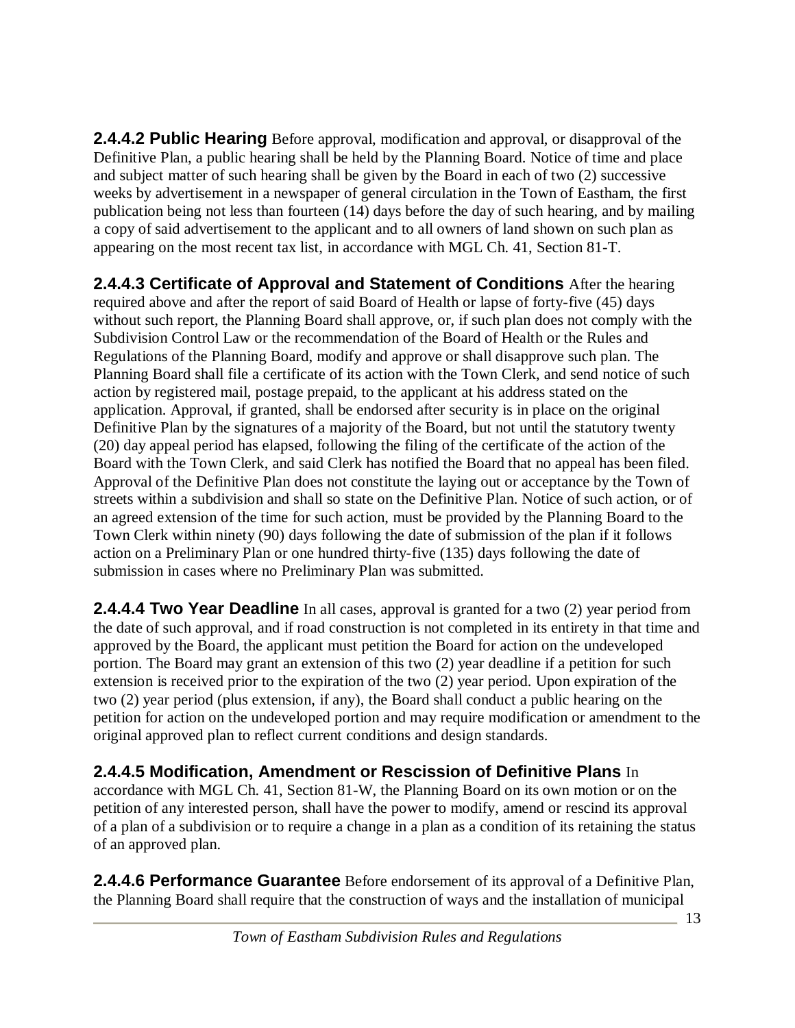**2.4.4.2 Public Hearing** Before approval, modification and approval, or disapproval of the Definitive Plan, a public hearing shall be held by the Planning Board. Notice of time and place and subject matter of such hearing shall be given by the Board in each of two (2) successive weeks by advertisement in a newspaper of general circulation in the Town of Eastham, the first publication being not less than fourteen (14) days before the day of such hearing, and by mailing a copy of said advertisement to the applicant and to all owners of land shown on such plan as appearing on the most recent tax list, in accordance with MGL Ch. 41, Section 81-T.

**2.4.4.3 Certificate of Approval and Statement of Conditions** After the hearing required above and after the report of said Board of Health or lapse of forty-five (45) days without such report, the Planning Board shall approve, or, if such plan does not comply with the Subdivision Control Law or the recommendation of the Board of Health or the Rules and Regulations of the Planning Board, modify and approve or shall disapprove such plan. The Planning Board shall file a certificate of its action with the Town Clerk, and send notice of such action by registered mail, postage prepaid, to the applicant at his address stated on the application. Approval, if granted, shall be endorsed after security is in place on the original Definitive Plan by the signatures of a majority of the Board, but not until the statutory twenty (20) day appeal period has elapsed, following the filing of the certificate of the action of the Board with the Town Clerk, and said Clerk has notified the Board that no appeal has been filed. Approval of the Definitive Plan does not constitute the laying out or acceptance by the Town of streets within a subdivision and shall so state on the Definitive Plan. Notice of such action, or of an agreed extension of the time for such action, must be provided by the Planning Board to the Town Clerk within ninety (90) days following the date of submission of the plan if it follows action on a Preliminary Plan or one hundred thirty-five (135) days following the date of submission in cases where no Preliminary Plan was submitted.

**2.4.4.4 Two Year Deadline** In all cases, approval is granted for a two (2) year period from the date of such approval, and if road construction is not completed in its entirety in that time and approved by the Board, the applicant must petition the Board for action on the undeveloped portion. The Board may grant an extension of this two (2) year deadline if a petition for such extension is received prior to the expiration of the two (2) year period. Upon expiration of the two (2) year period (plus extension, if any), the Board shall conduct a public hearing on the petition for action on the undeveloped portion and may require modification or amendment to the original approved plan to reflect current conditions and design standards.

**2.4.4.5 Modification, Amendment or Rescission of Definitive Plans** In accordance with MGL Ch. 41, Section 81-W, the Planning Board on its own motion or on the petition of any interested person, shall have the power to modify, amend or rescind its approval of a plan of a subdivision or to require a change in a plan as a condition of its retaining the status of an approved plan.

**2.4.4.6 Performance Guarantee** Before endorsement of its approval of a Definitive Plan, the Planning Board shall require that the construction of ways and the installation of municipal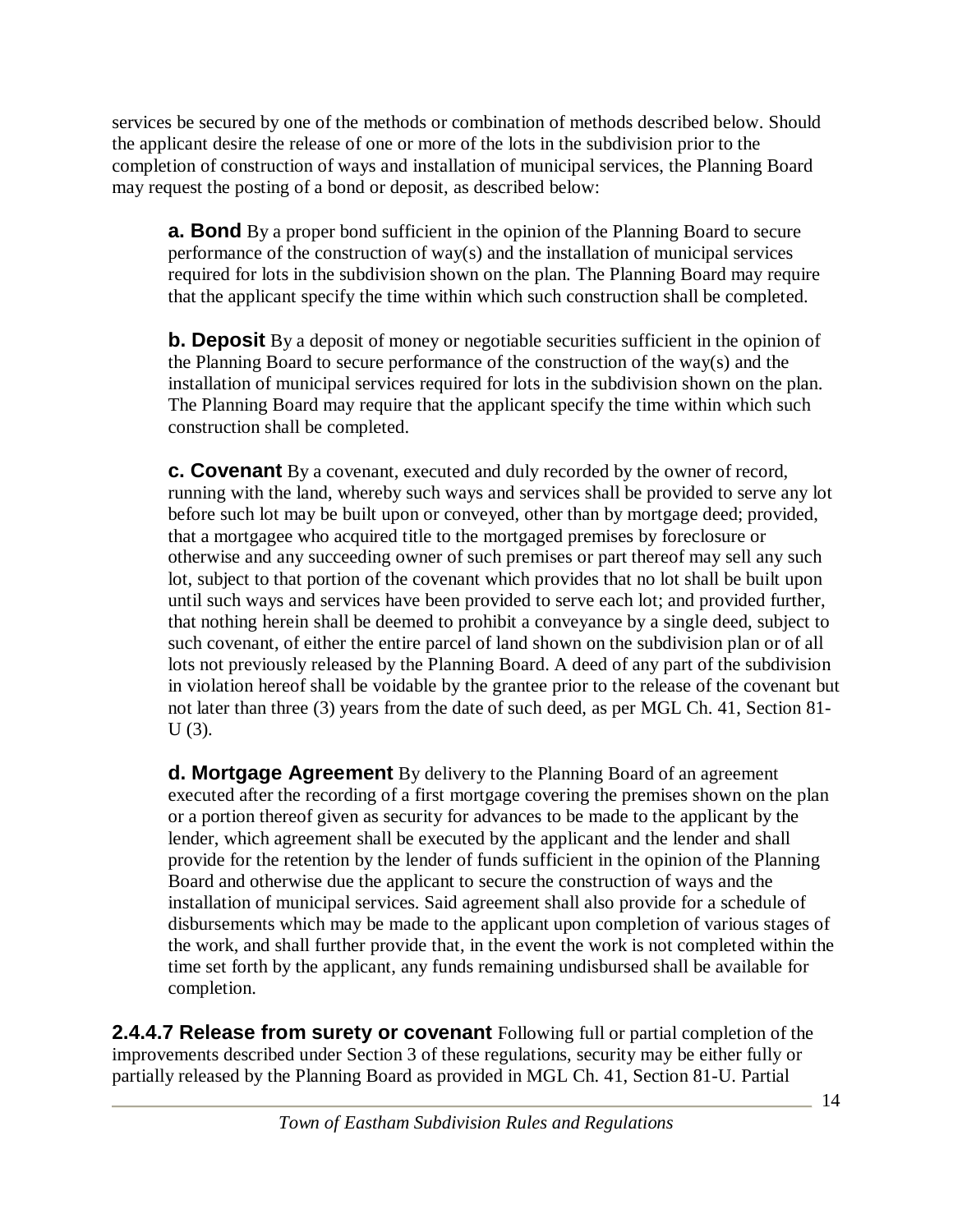services be secured by one of the methods or combination of methods described below. Should the applicant desire the release of one or more of the lots in the subdivision prior to the completion of construction of ways and installation of municipal services, the Planning Board may request the posting of a bond or deposit, as described below:

**a. Bond** By a proper bond sufficient in the opinion of the Planning Board to secure performance of the construction of way(s) and the installation of municipal services required for lots in the subdivision shown on the plan. The Planning Board may require that the applicant specify the time within which such construction shall be completed.

**b. Deposit** By a deposit of money or negotiable securities sufficient in the opinion of the Planning Board to secure performance of the construction of the way(s) and the installation of municipal services required for lots in the subdivision shown on the plan. The Planning Board may require that the applicant specify the time within which such construction shall be completed.

**c. Covenant** By a covenant, executed and duly recorded by the owner of record, running with the land, whereby such ways and services shall be provided to serve any lot before such lot may be built upon or conveyed, other than by mortgage deed; provided, that a mortgagee who acquired title to the mortgaged premises by foreclosure or otherwise and any succeeding owner of such premises or part thereof may sell any such lot, subject to that portion of the covenant which provides that no lot shall be built upon until such ways and services have been provided to serve each lot; and provided further, that nothing herein shall be deemed to prohibit a conveyance by a single deed, subject to such covenant, of either the entire parcel of land shown on the subdivision plan or of all lots not previously released by the Planning Board. A deed of any part of the subdivision in violation hereof shall be voidable by the grantee prior to the release of the covenant but not later than three (3) years from the date of such deed, as per MGL Ch. 41, Section 81-U (3).

**d. Mortgage Agreement** By delivery to the Planning Board of an agreement executed after the recording of a first mortgage covering the premises shown on the plan or a portion thereof given as security for advances to be made to the applicant by the lender, which agreement shall be executed by the applicant and the lender and shall provide for the retention by the lender of funds sufficient in the opinion of the Planning Board and otherwise due the applicant to secure the construction of ways and the installation of municipal services. Said agreement shall also provide for a schedule of disbursements which may be made to the applicant upon completion of various stages of the work, and shall further provide that, in the event the work is not completed within the time set forth by the applicant, any funds remaining undisbursed shall be available for completion.

**2.4.4.7 Release from surety or covenant** Following full or partial completion of the improvements described under Section 3 of these regulations, security may be either fully or partially released by the Planning Board as provided in MGL Ch. 41, Section 81-U. Partial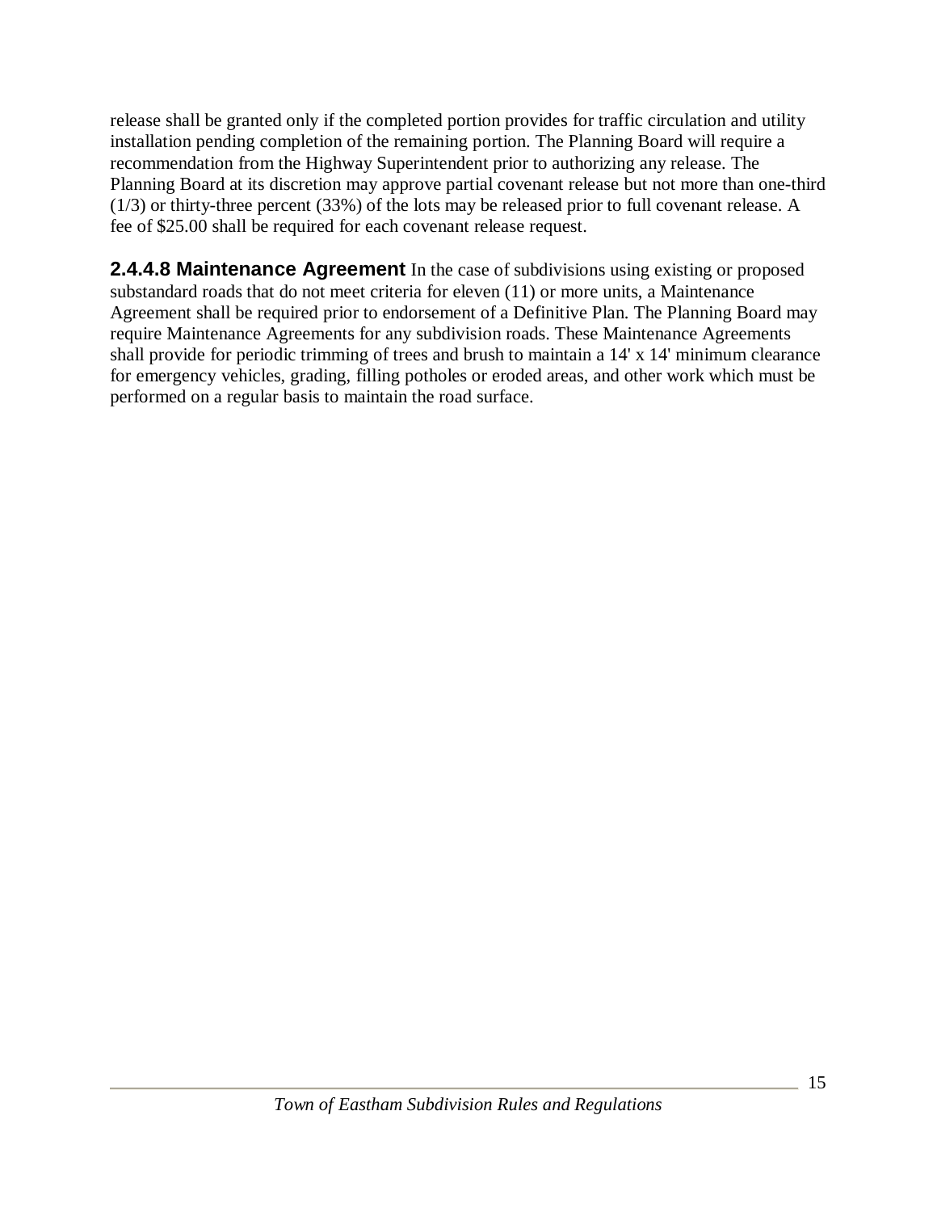release shall be granted only if the completed portion provides for traffic circulation and utility installation pending completion of the remaining portion. The Planning Board will require a recommendation from the Highway Superintendent prior to authorizing any release. The Planning Board at its discretion may approve partial covenant release but not more than one-third (1/3) or thirty-three percent (33%) of the lots may be released prior to full covenant release. A fee of $25.00 shall be required for each covenant release request.

**2.4.4.8 Maintenance Agreement** In the case of subdivisions using existing or proposed substandard roads that do not meet criteria for eleven (11) or more units, a Maintenance Agreement shall be required prior to endorsement of a Definitive Plan. The Planning Board may require Maintenance Agreements for any subdivision roads. These Maintenance Agreements shall provide for periodic trimming of trees and brush to maintain a 14' x 14' minimum clearance for emergency vehicles, grading, filling potholes or eroded areas, and other work which must be performed on a regular basis to maintain the road surface.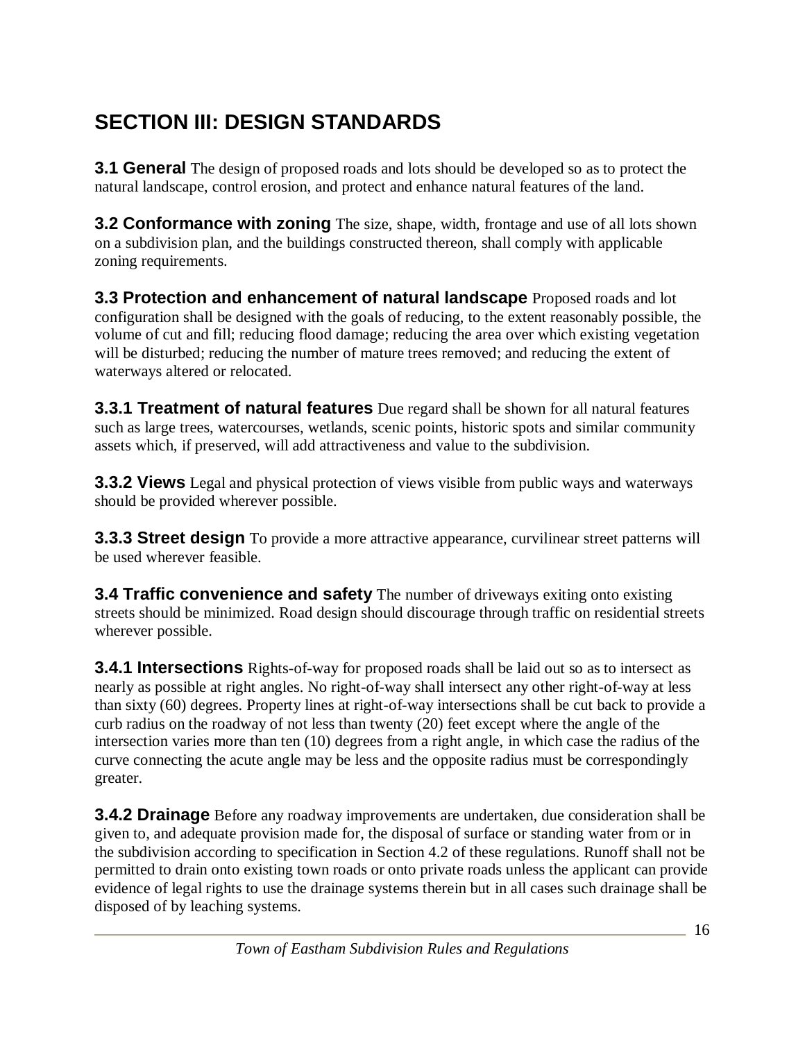# SECTION III: DESIGN STANDARDS

**3.1 General** The design of proposed roads and lots should be developed so as to protect the natural landscape, control erosion, and protect and enhance natural features of the land.

**3.2 Conformance with zoning** The size, shape, width, frontage and use of all lots shown on a subdivision plan, and the buildings constructed thereon, shall comply with applicable zoning requirements.

**3.3 Protection and enhancement of natural landscape** Proposed roads and lot configuration shall be designed with the goals of reducing, to the extent reasonably possible, the volume of cut and fill; reducing flood damage; reducing the area over which existing vegetation will be disturbed; reducing the number of mature trees removed; and reducing the extent of waterways altered or relocated.

**3.3.1 Treatment of natural features** Due regard shall be shown for all natural features such as large trees, watercourses, wetlands, scenic points, historic spots and similar community assets which, if preserved, will add attractiveness and value to the subdivision.

**3.3.2 Views** Legal and physical protection of views visible from public ways and waterways should be provided wherever possible.

**3.3.3 Street design** To provide a more attractive appearance, curvilinear street patterns will be used wherever feasible.

**3.4 Traffic convenience and safety** The number of driveways exiting onto existing streets should be minimized. Road design should discourage through traffic on residential streets wherever possible.

**3.4.1 Intersections** Rights-of-way for proposed roads shall be laid out so as to intersect as nearly as possible at right angles. No right-of-way shall intersect any other right-of-way at less than sixty (60) degrees. Property lines at right-of-way intersections shall be cut back to provide a curb radius on the roadway of not less than twenty (20) feet except where the angle of the intersection varies more than ten (10) degrees from a right angle, in which case the radius of the curve connecting the acute angle may be less and the opposite radius must be correspondingly greater.

**3.4.2 Drainage** Before any roadway improvements are undertaken, due consideration shall be given to, and adequate provision made for, the disposal of surface or standing water from or in the subdivision according to specification in Section 4.2 of these regulations. Runoff shall not be permitted to drain onto existing town roads or onto private roads unless the applicant can provide evidence of legal rights to use the drainage systems therein but in all cases such drainage shall be disposed of by leaching systems.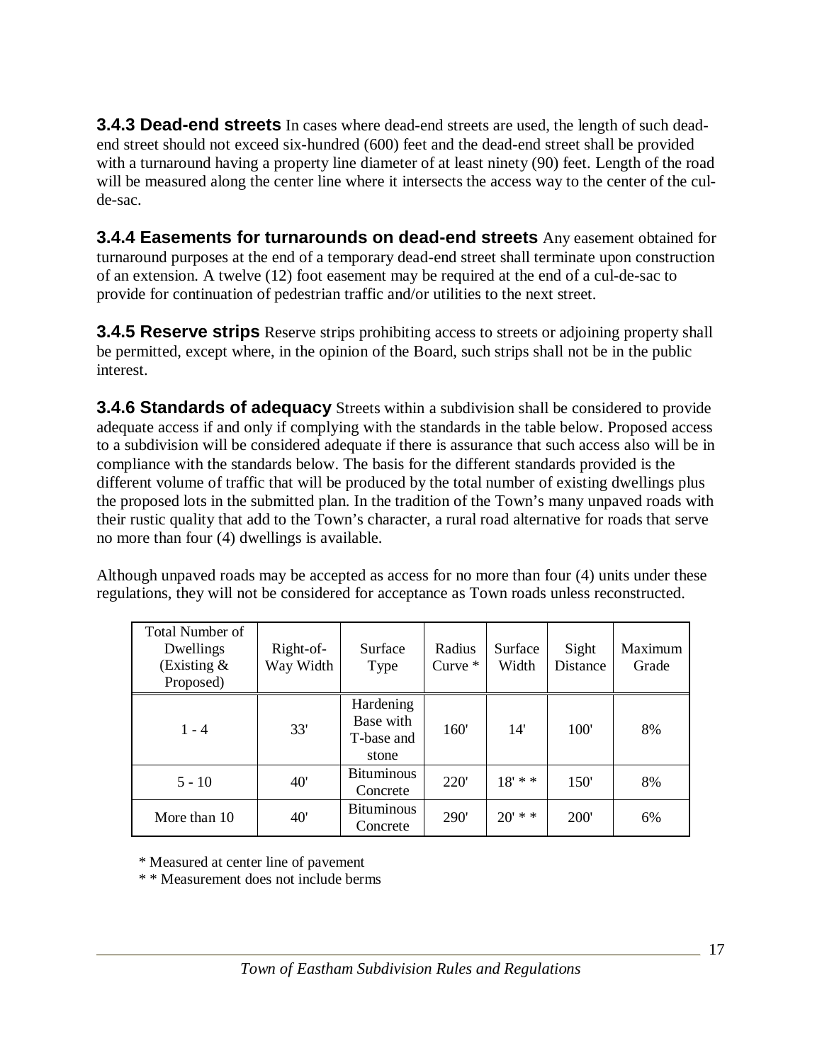**3.4.3 Dead-end streets** In cases where dead-end streets are used, the length of such dead-end street should not exceed six-hundred (600) feet and the dead-end street shall be provided with a turnaround having a property line diameter of at least ninety (90) feet. Length of the road will be measured along the center line where it intersects the access way to the center of the cul-de-sac.

**3.4.4 Easements for turnarounds on dead-end streets** Any easement obtained for turnaround purposes at the end of a temporary dead-end street shall terminate upon construction of an extension. A twelve (12) foot easement may be required at the end of a cul-de-sac to provide for continuation of pedestrian traffic and/or utilities to the next street.

**3.4.5 Reserve strips** Reserve strips prohibiting access to streets or adjoining property shall be permitted, except where, in the opinion of the Board, such strips shall not be in the public interest.

**3.4.6 Standards of adequacy** Streets within a subdivision shall be considered to provide adequate access if and only if complying with the standards in the table below. Proposed access to a subdivision will be considered adequate if there is assurance that such access also will be in compliance with the standards below. The basis for the different standards provided is the different volume of traffic that will be produced by the total number of existing dwellings plus the proposed lots in the submitted plan. In the tradition of the Town's many unpaved roads with their rustic quality that add to the Town's character, a rural road alternative for roads that serve no more than four (4) dwellings is available.

Although unpaved roads may be accepted as access for no more than four (4) units under these regulations, they will not be considered for acceptance as Town roads unless reconstructed.

| Total Number of Dwellings (Existing & Proposed) | Right-of-Way Width | Surface Type | Radius Curve * | Surface Width | Sight Distance | Maximum Grade |
|---|---|---|---|---|---|---|
| 1 - 4 | 33' | Hardening Base with T-base and stone | 160' | 14' | 100' | 8% |
| 5 - 10 | 40' | Bituminous Concrete | 220' | 18' * * | 150' | 8% |
| More than 10 | 40' | Bituminous Concrete | 290' | 20' * * | 200' | 6% |

\* Measured at center line of pavement

\* \* Measurement does not include berms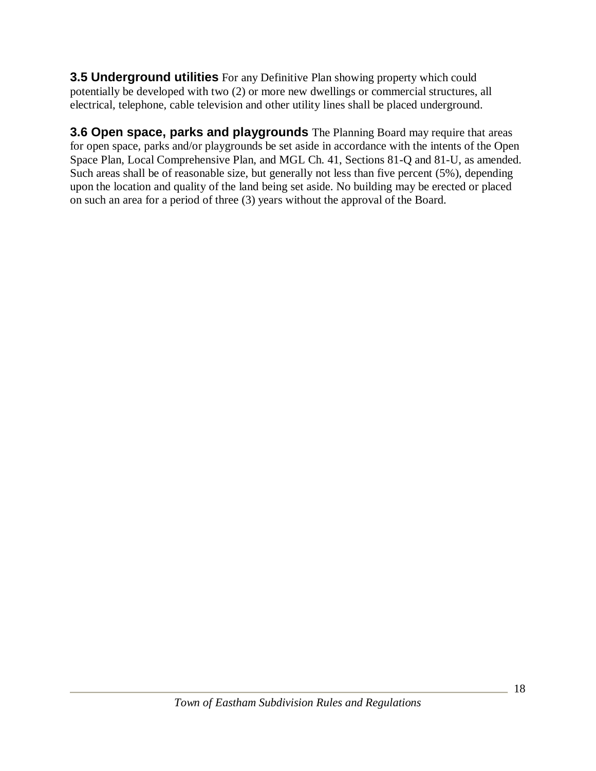**3.5 Underground utilities** For any Definitive Plan showing property which could potentially be developed with two (2) or more new dwellings or commercial structures, all electrical, telephone, cable television and other utility lines shall be placed underground.

**3.6 Open space, parks and playgrounds** The Planning Board may require that areas for open space, parks and/or playgrounds be set aside in accordance with the intents of the Open Space Plan, Local Comprehensive Plan, and MGL Ch. 41, Sections 81-Q and 81-U, as amended. Such areas shall be of reasonable size, but generally not less than five percent (5%), depending upon the location and quality of the land being set aside. No building may be erected or placed on such an area for a period of three (3) years without the approval of the Board.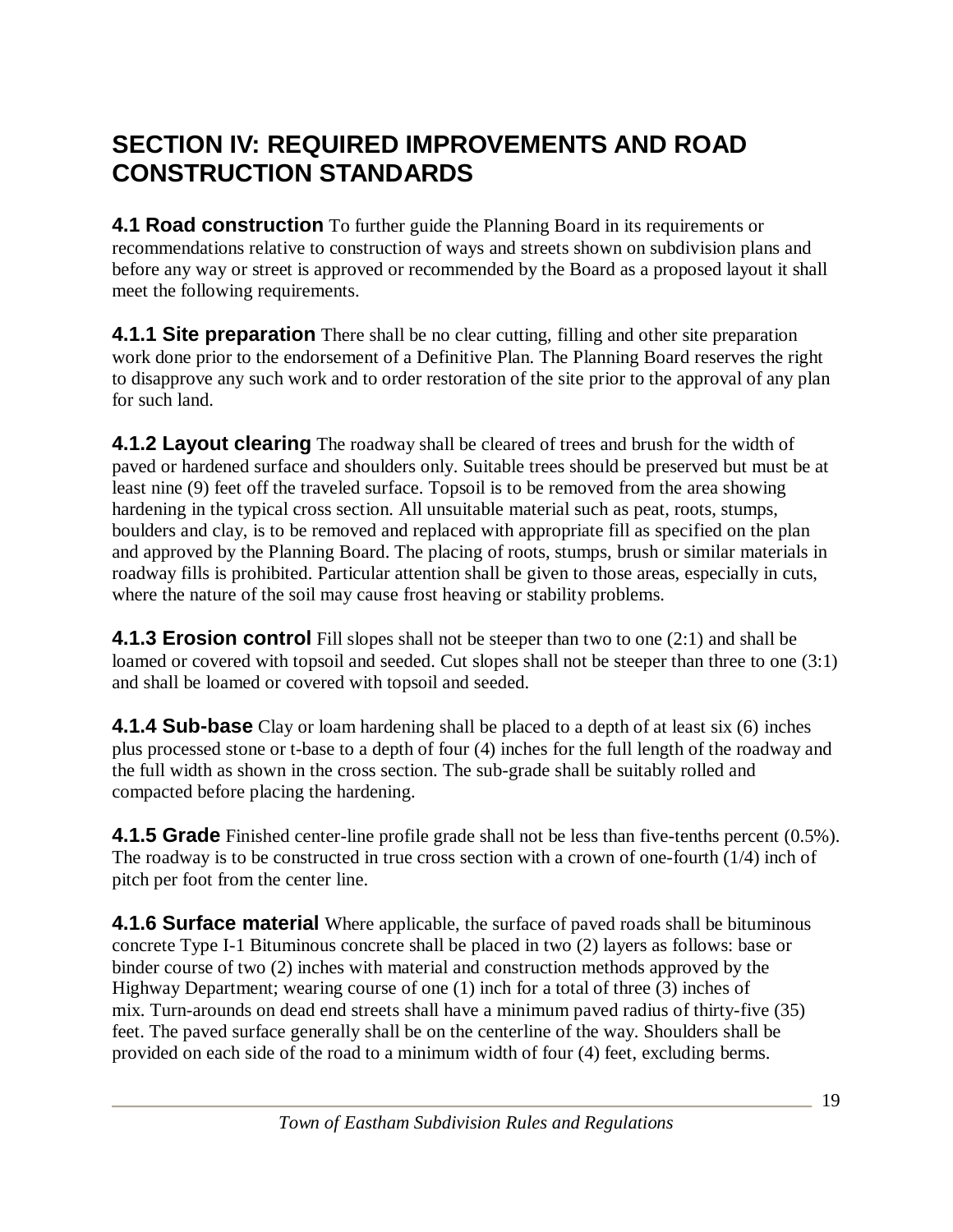# SECTION IV: REQUIRED IMPROVEMENTS AND ROAD CONSTRUCTION STANDARDS

**4.1 Road construction** To further guide the Planning Board in its requirements or recommendations relative to construction of ways and streets shown on subdivision plans and before any way or street is approved or recommended by the Board as a proposed layout it shall meet the following requirements.

**4.1.1 Site preparation** There shall be no clear cutting, filling and other site preparation work done prior to the endorsement of a Definitive Plan. The Planning Board reserves the right to disapprove any such work and to order restoration of the site prior to the approval of any plan for such land.

**4.1.2 Layout clearing** The roadway shall be cleared of trees and brush for the width of paved or hardened surface and shoulders only. Suitable trees should be preserved but must be at least nine (9) feet off the traveled surface. Topsoil is to be removed from the area showing hardening in the typical cross section. All unsuitable material such as peat, roots, stumps, boulders and clay, is to be removed and replaced with appropriate fill as specified on the plan and approved by the Planning Board. The placing of roots, stumps, brush or similar materials in roadway fills is prohibited. Particular attention shall be given to those areas, especially in cuts, where the nature of the soil may cause frost heaving or stability problems.

**4.1.3 Erosion control** Fill slopes shall not be steeper than two to one (2:1) and shall be loamed or covered with topsoil and seeded. Cut slopes shall not be steeper than three to one (3:1) and shall be loamed or covered with topsoil and seeded.

**4.1.4 Sub-base** Clay or loam hardening shall be placed to a depth of at least six (6) inches plus processed stone or t-base to a depth of four (4) inches for the full length of the roadway and the full width as shown in the cross section. The sub-grade shall be suitably rolled and compacted before placing the hardening.

**4.1.5 Grade** Finished center-line profile grade shall not be less than five-tenths percent (0.5%). The roadway is to be constructed in true cross section with a crown of one-fourth (1/4) inch of pitch per foot from the center line.

**4.1.6 Surface material** Where applicable, the surface of paved roads shall be bituminous concrete Type I-1 Bituminous concrete shall be placed in two (2) layers as follows: base or binder course of two (2) inches with material and construction methods approved by the Highway Department; wearing course of one (1) inch for a total of three (3) inches of mix. Turn-arounds on dead end streets shall have a minimum paved radius of thirty-five (35) feet. The paved surface generally shall be on the centerline of the way. Shoulders shall be provided on each side of the road to a minimum width of four (4) feet, excluding berms.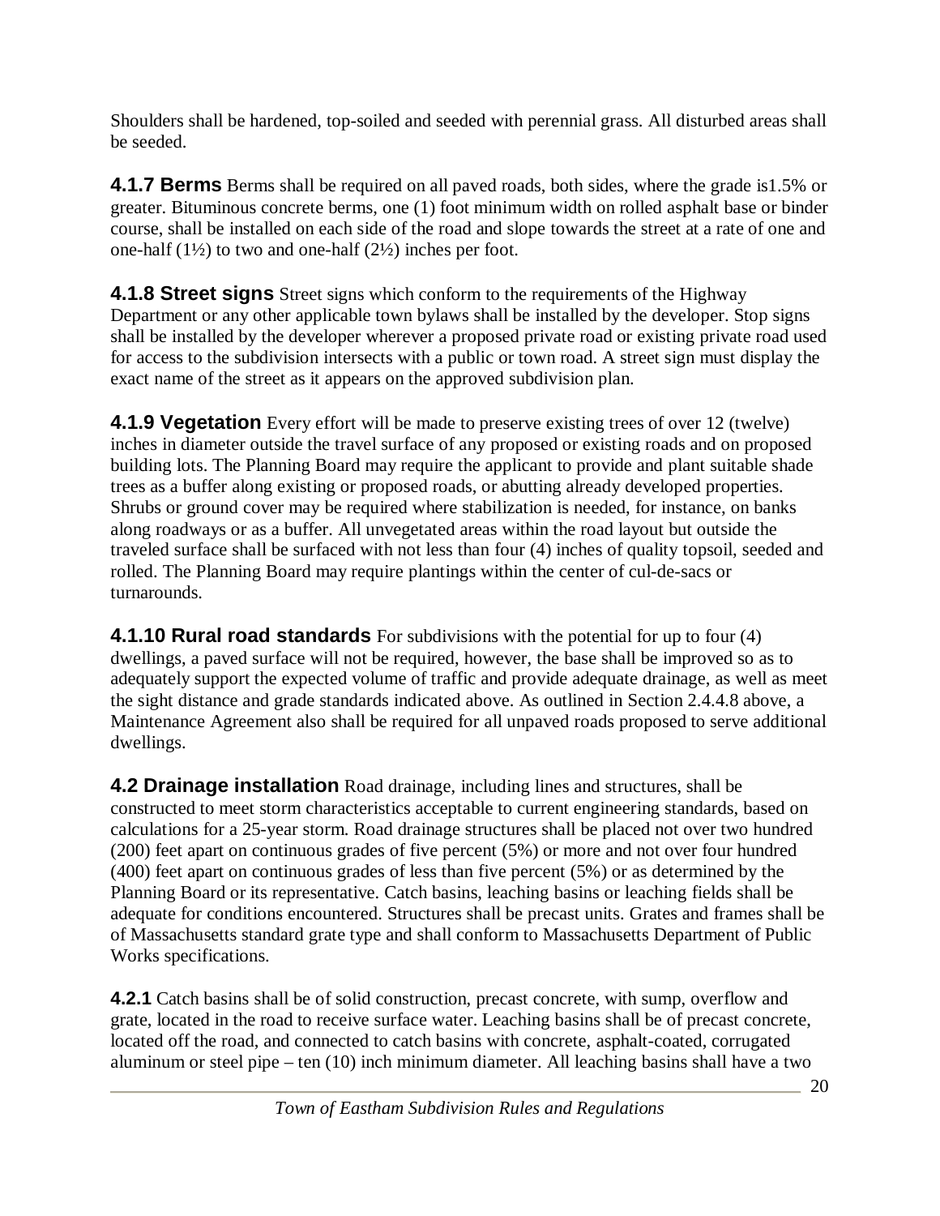Shoulders shall be hardened, top-soiled and seeded with perennial grass. All disturbed areas shall be seeded.

**4.1.7 Berms** Berms shall be required on all paved roads, both sides, where the grade is1.5% or greater. Bituminous concrete berms, one (1) foot minimum width on rolled asphalt base or binder course, shall be installed on each side of the road and slope towards the street at a rate of one and one-half (1½) to two and one-half (2½) inches per foot.

**4.1.8 Street signs** Street signs which conform to the requirements of the Highway Department or any other applicable town bylaws shall be installed by the developer. Stop signs shall be installed by the developer wherever a proposed private road or existing private road used for access to the subdivision intersects with a public or town road. A street sign must display the exact name of the street as it appears on the approved subdivision plan.

**4.1.9 Vegetation** Every effort will be made to preserve existing trees of over 12 (twelve) inches in diameter outside the travel surface of any proposed or existing roads and on proposed building lots. The Planning Board may require the applicant to provide and plant suitable shade trees as a buffer along existing or proposed roads, or abutting already developed properties. Shrubs or ground cover may be required where stabilization is needed, for instance, on banks along roadways or as a buffer. All unvegetated areas within the road layout but outside the traveled surface shall be surfaced with not less than four (4) inches of quality topsoil, seeded and rolled. The Planning Board may require plantings within the center of cul-de-sacs or turnarounds.

**4.1.10 Rural road standards** For subdivisions with the potential for up to four (4) dwellings, a paved surface will not be required, however, the base shall be improved so as to adequately support the expected volume of traffic and provide adequate drainage, as well as meet the sight distance and grade standards indicated above. As outlined in Section 2.4.4.8 above, a Maintenance Agreement also shall be required for all unpaved roads proposed to serve additional dwellings.

**4.2 Drainage installation** Road drainage, including lines and structures, shall be constructed to meet storm characteristics acceptable to current engineering standards, based on calculations for a 25-year storm. Road drainage structures shall be placed not over two hundred (200) feet apart on continuous grades of five percent (5%) or more and not over four hundred (400) feet apart on continuous grades of less than five percent (5%) or as determined by the Planning Board or its representative. Catch basins, leaching basins or leaching fields shall be adequate for conditions encountered. Structures shall be precast units. Grates and frames shall be of Massachusetts standard grate type and shall conform to Massachusetts Department of Public Works specifications.

**4.2.1** Catch basins shall be of solid construction, precast concrete, with sump, overflow and grate, located in the road to receive surface water. Leaching basins shall be of precast concrete, located off the road, and connected to catch basins with concrete, asphalt-coated, corrugated aluminum or steel pipe – ten (10) inch minimum diameter. All leaching basins shall have a two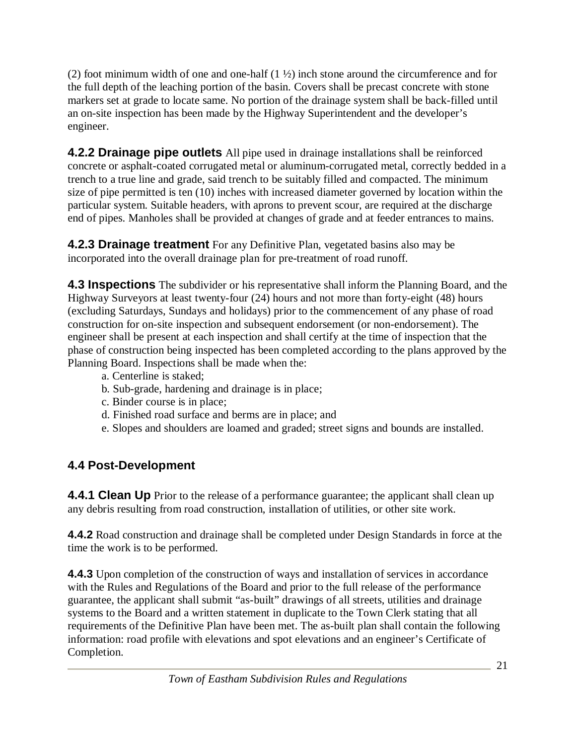(2) foot minimum width of one and one-half (1 ½) inch stone around the circumference and for the full depth of the leaching portion of the basin. Covers shall be precast concrete with stone markers set at grade to locate same. No portion of the drainage system shall be back-filled until an on-site inspection has been made by the Highway Superintendent and the developer's engineer.

**4.2.2 Drainage pipe outlets** All pipe used in drainage installations shall be reinforced concrete or asphalt-coated corrugated metal or aluminum-corrugated metal, correctly bedded in a trench to a true line and grade, said trench to be suitably filled and compacted. The minimum size of pipe permitted is ten (10) inches with increased diameter governed by location within the particular system. Suitable headers, with aprons to prevent scour, are required at the discharge end of pipes. Manholes shall be provided at changes of grade and at feeder entrances to mains.

**4.2.3 Drainage treatment** For any Definitive Plan, vegetated basins also may be incorporated into the overall drainage plan for pre-treatment of road runoff.

**4.3 Inspections** The subdivider or his representative shall inform the Planning Board, and the Highway Surveyors at least twenty-four (24) hours and not more than forty-eight (48) hours (excluding Saturdays, Sundays and holidays) prior to the commencement of any phase of road construction for on-site inspection and subsequent endorsement (or non-endorsement). The engineer shall be present at each inspection and shall certify at the time of inspection that the phase of construction being inspected has been completed according to the plans approved by the Planning Board. Inspections shall be made when the:

a. Centerline is staked;
b. Sub-grade, hardening and drainage is in place;
c. Binder course is in place;
d. Finished road surface and berms are in place; and
e. Slopes and shoulders are loamed and graded; street signs and bounds are installed.

## 4.4 Post-Development

**4.4.1 Clean Up** Prior to the release of a performance guarantee; the applicant shall clean up any debris resulting from road construction, installation of utilities, or other site work.

**4.4.2** Road construction and drainage shall be completed under Design Standards in force at the time the work is to be performed.

**4.4.3** Upon completion of the construction of ways and installation of services in accordance with the Rules and Regulations of the Board and prior to the full release of the performance guarantee, the applicant shall submit "as-built" drawings of all streets, utilities and drainage systems to the Board and a written statement in duplicate to the Town Clerk stating that all requirements of the Definitive Plan have been met. The as-built plan shall contain the following information: road profile with elevations and spot elevations and an engineer's Certificate of Completion.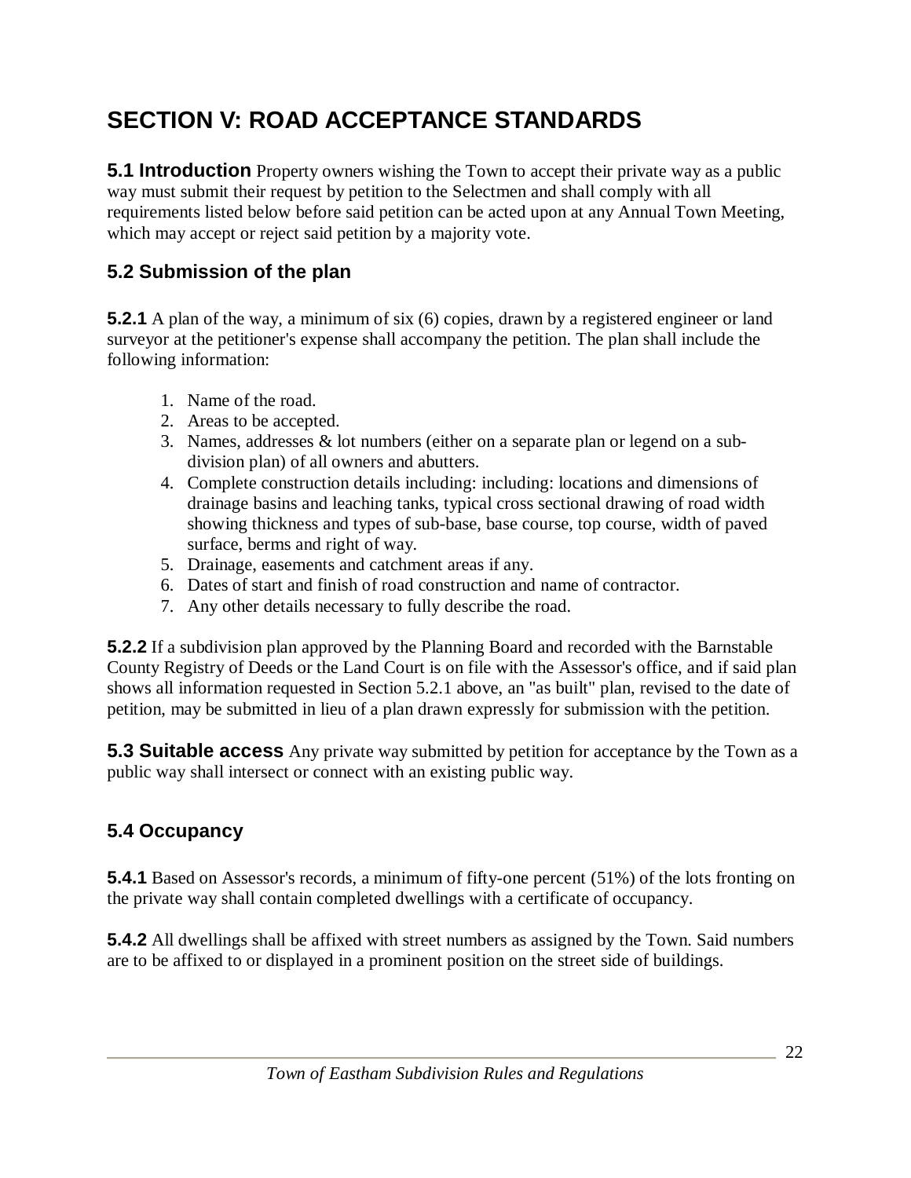# SECTION V: ROAD ACCEPTANCE STANDARDS

**5.1 Introduction** Property owners wishing the Town to accept their private way as a public way must submit their request by petition to the Selectmen and shall comply with all requirements listed below before said petition can be acted upon at any Annual Town Meeting, which may accept or reject said petition by a majority vote.

## 5.2 Submission of the plan

**5.2.1** A plan of the way, a minimum of six (6) copies, drawn by a registered engineer or land surveyor at the petitioner's expense shall accompany the petition. The plan shall include the following information:

1. Name of the road.
2. Areas to be accepted.
3. Names, addresses & lot numbers (either on a separate plan or legend on a sub-division plan) of all owners and abutters.
4. Complete construction details including: including: locations and dimensions of drainage basins and leaching tanks, typical cross sectional drawing of road width showing thickness and types of sub-base, base course, top course, width of paved surface, berms and right of way.
5. Drainage, easements and catchment areas if any.
6. Dates of start and finish of road construction and name of contractor.
7. Any other details necessary to fully describe the road.

**5.2.2** If a subdivision plan approved by the Planning Board and recorded with the Barnstable County Registry of Deeds or the Land Court is on file with the Assessor's office, and if said plan shows all information requested in Section 5.2.1 above, an "as built" plan, revised to the date of petition, may be submitted in lieu of a plan drawn expressly for submission with the petition.

**5.3 Suitable access** Any private way submitted by petition for acceptance by the Town as a public way shall intersect or connect with an existing public way.

## 5.4 Occupancy

**5.4.1** Based on Assessor's records, a minimum of fifty-one percent (51%) of the lots fronting on the private way shall contain completed dwellings with a certificate of occupancy.

**5.4.2** All dwellings shall be affixed with street numbers as assigned by the Town. Said numbers are to be affixed to or displayed in a prominent position on the street side of buildings.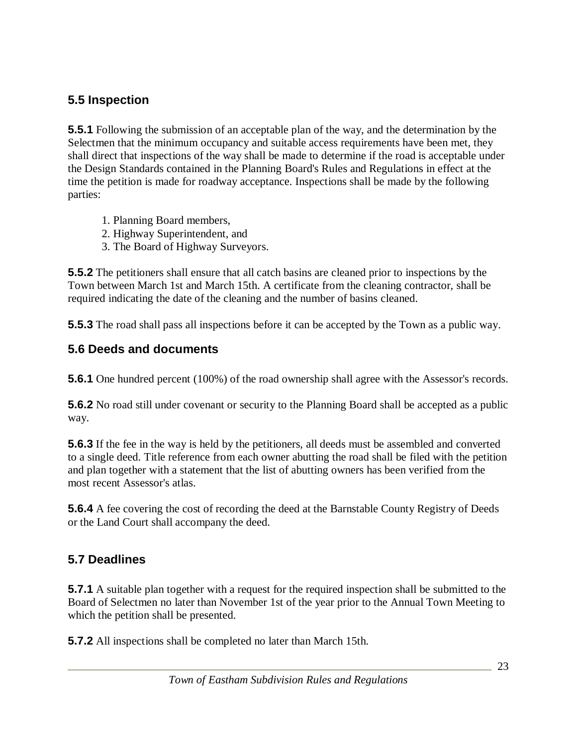## 5.5 Inspection

**5.5.1** Following the submission of an acceptable plan of the way, and the determination by the Selectmen that the minimum occupancy and suitable access requirements have been met, they shall direct that inspections of the way shall be made to determine if the road is acceptable under the Design Standards contained in the Planning Board's Rules and Regulations in effect at the time the petition is made for roadway acceptance. Inspections shall be made by the following parties:

1. Planning Board members,
2. Highway Superintendent, and
3. The Board of Highway Surveyors.

**5.5.2** The petitioners shall ensure that all catch basins are cleaned prior to inspections by the Town between March 1st and March 15th. A certificate from the cleaning contractor, shall be required indicating the date of the cleaning and the number of basins cleaned.

**5.5.3** The road shall pass all inspections before it can be accepted by the Town as a public way.

## 5.6 Deeds and documents

**5.6.1** One hundred percent (100%) of the road ownership shall agree with the Assessor's records.

**5.6.2** No road still under covenant or security to the Planning Board shall be accepted as a public way.

**5.6.3** If the fee in the way is held by the petitioners, all deeds must be assembled and converted to a single deed. Title reference from each owner abutting the road shall be filed with the petition and plan together with a statement that the list of abutting owners has been verified from the most recent Assessor's atlas.

**5.6.4** A fee covering the cost of recording the deed at the Barnstable County Registry of Deeds or the Land Court shall accompany the deed.

## 5.7 Deadlines

**5.7.1** A suitable plan together with a request for the required inspection shall be submitted to the Board of Selectmen no later than November 1st of the year prior to the Annual Town Meeting to which the petition shall be presented.

**5.7.2** All inspections shall be completed no later than March 15th.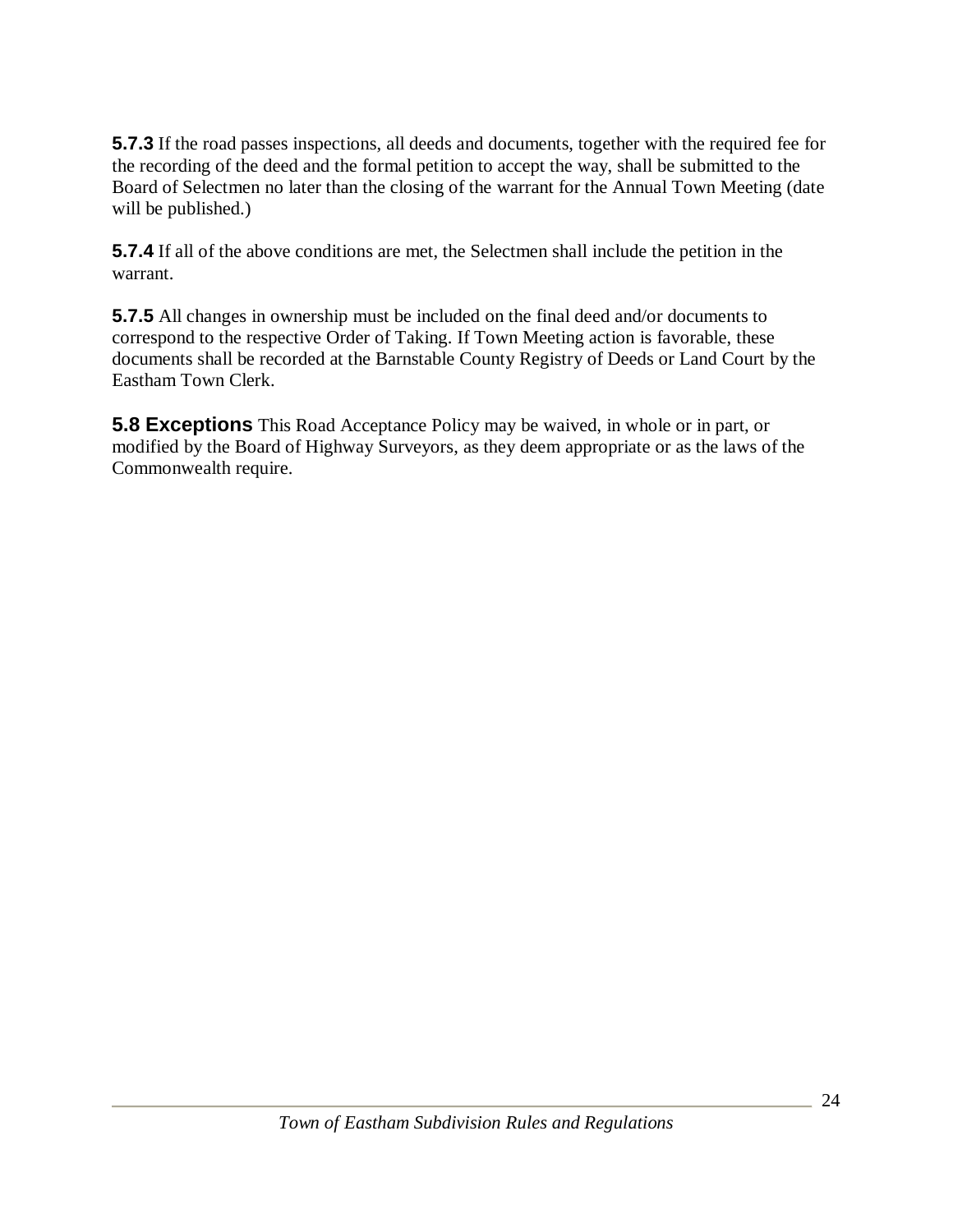**5.7.3** If the road passes inspections, all deeds and documents, together with the required fee for the recording of the deed and the formal petition to accept the way, shall be submitted to the Board of Selectmen no later than the closing of the warrant for the Annual Town Meeting (date will be published.)

**5.7.4** If all of the above conditions are met, the Selectmen shall include the petition in the warrant.

**5.7.5** All changes in ownership must be included on the final deed and/or documents to correspond to the respective Order of Taking. If Town Meeting action is favorable, these documents shall be recorded at the Barnstable County Registry of Deeds or Land Court by the Eastham Town Clerk.

**5.8 Exceptions** This Road Acceptance Policy may be waived, in whole or in part, or modified by the Board of Highway Surveyors, as they deem appropriate or as the laws of the Commonwealth require.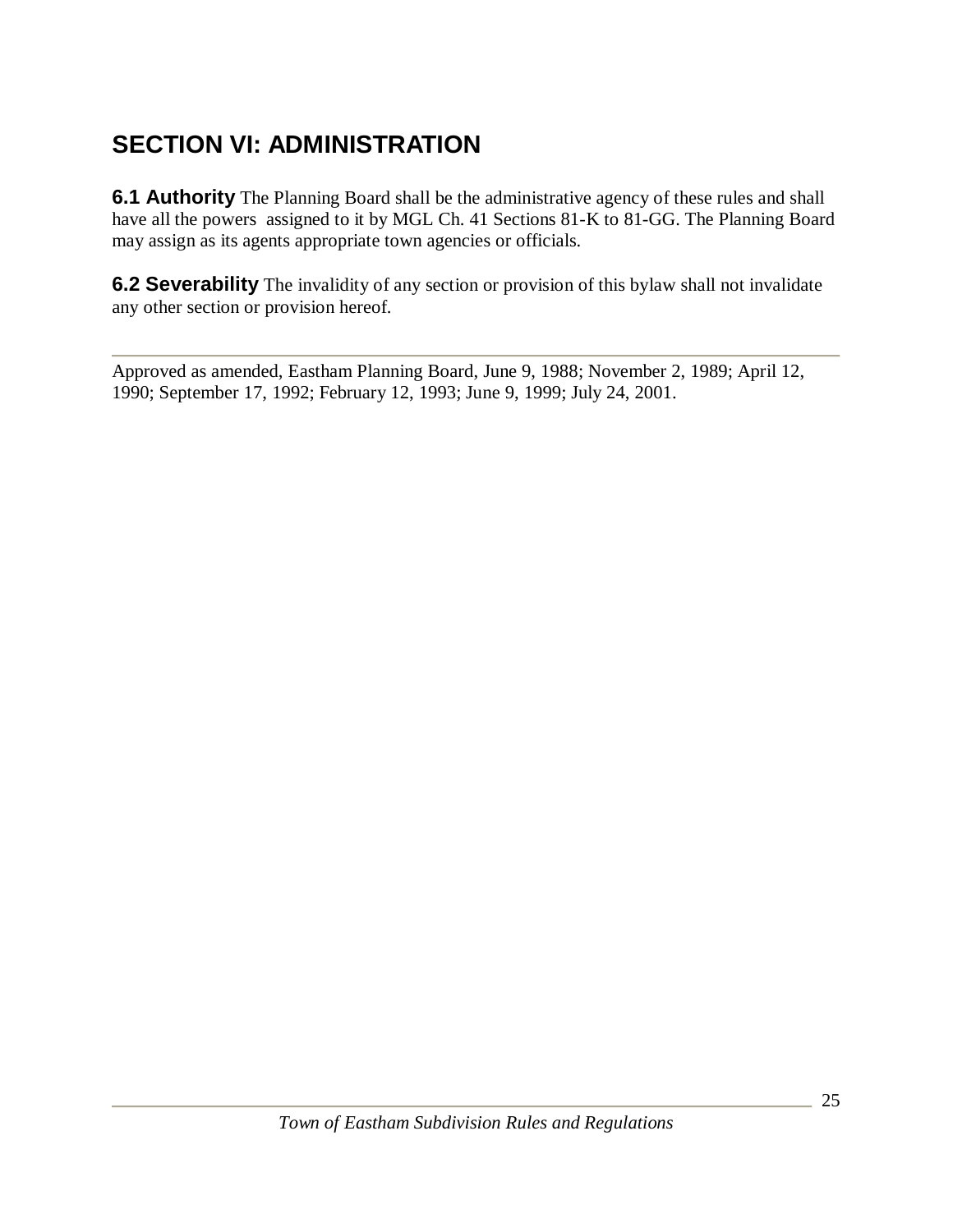## SECTION VI: ADMINISTRATION

**6.1 Authority** The Planning Board shall be the administrative agency of these rules and shall have all the powers assigned to it by MGL Ch. 41 Sections 81-K to 81-GG. The Planning Board may assign as its agents appropriate town agencies or officials.

**6.2 Severability** The invalidity of any section or provision of this bylaw shall not invalidate any other section or provision hereof.

---

Approved as amended, Eastham Planning Board, June 9, 1988; November 2, 1989; April 12, 1990; September 17, 1992; February 12, 1993; June 9, 1999; July 24, 2001.